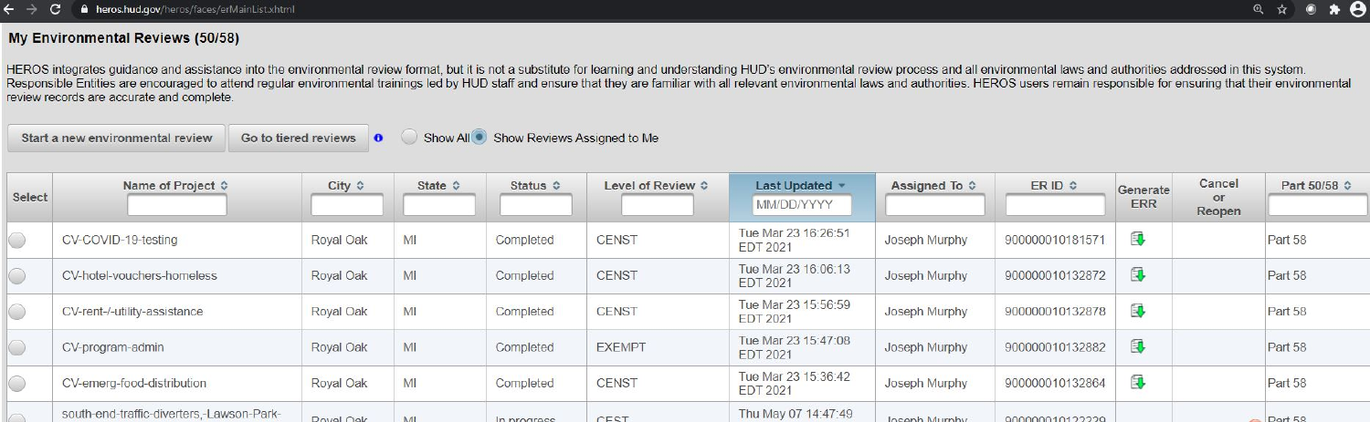## My Environmental Reviews (50/58)

HEROS integrates guidance and assistance into the environmental review format, but it is not a substitute for learning and understanding HUD's environmental review process and all environmental laws and authorities addressed in this system. Responsible Entities are encouraged to attend regular environmental trainings led by HUD staff and ensure that they are familiar with all relevant environmental laws and authorities. HEROS users remain responsible for ensuring that their environmental review records are accurate and complete.

Start a new environmental review | Go to tiered reviews | Show All | Show Reviews Assigned to Me

| Select | Name of Project | City | State | Status | Level of Review | Last Updated | Assigned To | ER ID | Generate ERR | Cancel or Reopen | Part 50/58 |
|---|---|---|---|---|---|---|---|---|---|---|---|
| | | | | | | MM/DD/YYYY | | | | | |
| | CV-COVID-19-testing | Royal Oak | MI | Completed | CENST | Tue Mar 23 16:26:51 EDT 2021 | Joseph Murphy | 900000010181571 | | | Part 58 |
| | CV-hotel-vouchers-homeless | Royal Oak | MI | Completed | CENST | Tue Mar 23 16:06:13 EDT 2021 | Joseph Murphy | 900000010132872 | | | Part 58 |
| | CV-rent-/-utility-assistance | Royal Oak | MI | Completed | CENST | Tue Mar 23 15:56:59 EDT 2021 | Joseph Murphy | 900000010132878 | | | Part 58 |
| | CV-program-admin | Royal Oak | MI | Completed | EXEMPT | Tue Mar 23 15:47:08 EDT 2021 | Joseph Murphy | 900000010132882 | | | Part 58 |
| | CV-emerg-food-distribution | Royal Oak | MI | Completed | CENST | Tue Mar 23 15:36:42 EDT 2021 | Joseph Murphy | 900000010132864 | | | Part 58 |
| | south-end-traffic-diverters,-Lawson-Park- | Royal Oak | MI | In progress | CEST | Thu May 07 14:47:49 | Joseph Murphy | 900000010122229 | | | Part 58 |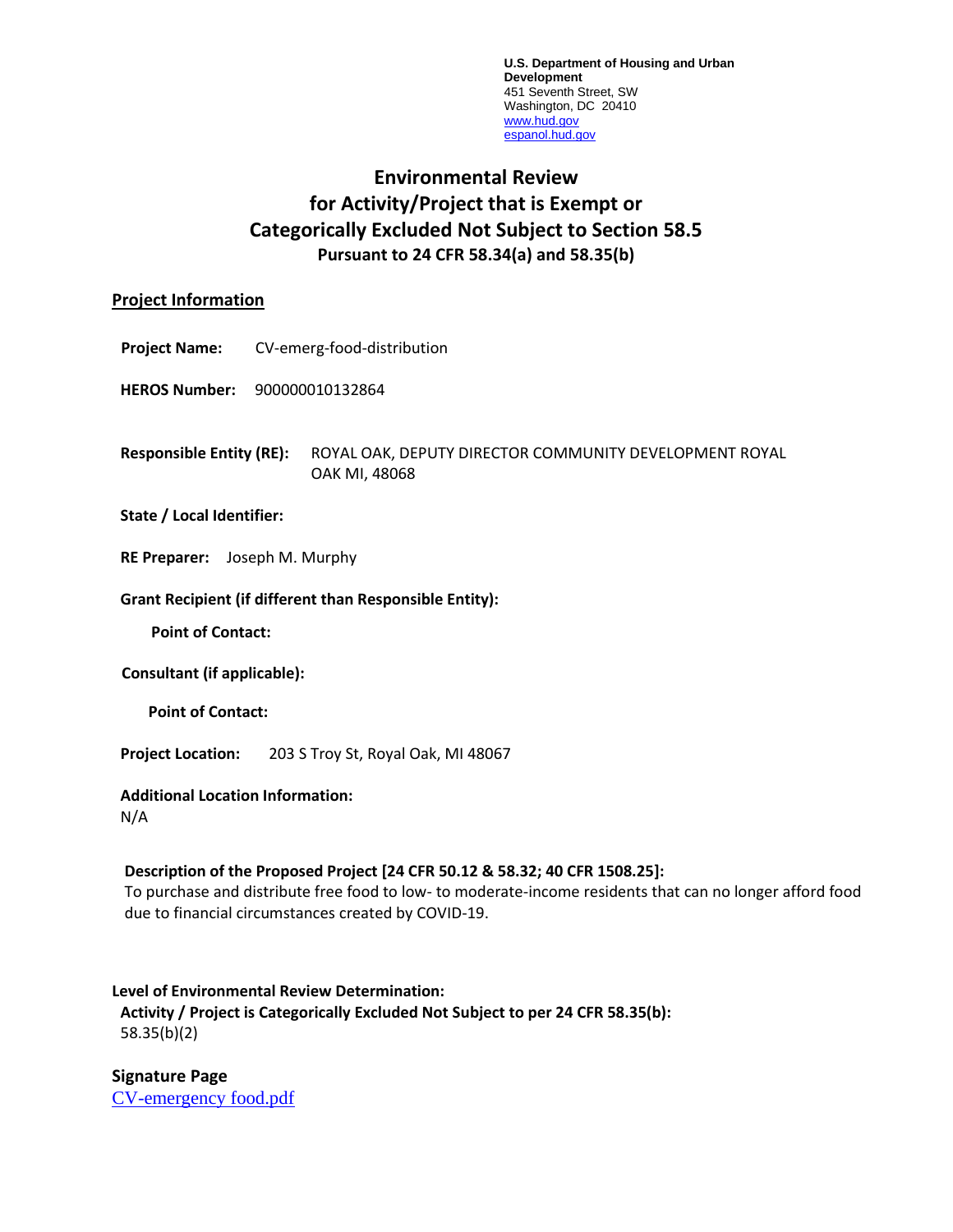**U.S. Department of Housing and Urban Development**
451 Seventh Street, SW
Washington, DC 20410
www.hud.gov
espanol.hud.gov

# Environmental Review for Activity/Project that is Exempt or Categorically Excluded Not Subject to Section 58.5

### Pursuant to 24 CFR 58.34(a) and 58.35(b)

## Project Information

**Project Name:** CV-emerg-food-distribution

**HEROS Number:** 900000010132864

**Responsible Entity (RE):** ROYAL OAK, DEPUTY DIRECTOR COMMUNITY DEVELOPMENT ROYAL OAK MI, 48068

**State / Local Identifier:**

**RE Preparer:** Joseph M. Murphy

**Grant Recipient (if different than Responsible Entity):**

**Point of Contact:**

**Consultant (if applicable):**

**Point of Contact:**

**Project Location:** 203 S Troy St, Royal Oak, MI 48067

**Additional Location Information:**
N/A

**Description of the Proposed Project [24 CFR 50.12 & 58.32; 40 CFR 1508.25]:**
To purchase and distribute free food to low- to moderate-income residents that can no longer afford food due to financial circumstances created by COVID-19.

**Level of Environmental Review Determination:**
**Activity / Project is Categorically Excluded Not Subject to per 24 CFR 58.35(b):**
58.35(b)(2)

**Signature Page**
CV-emergency food.pdf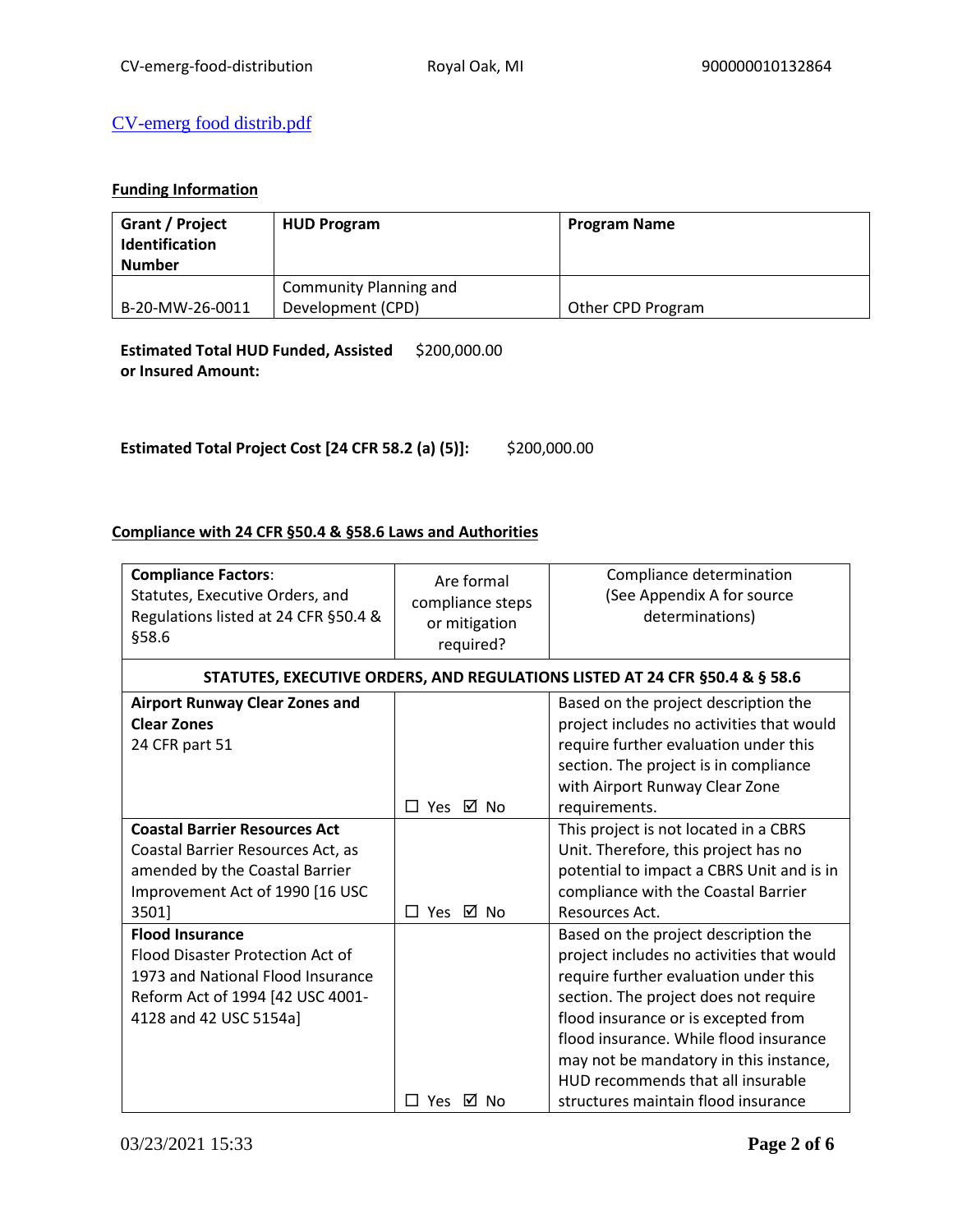[CV-emerg food distrib.pdf](CV-emerg food distrib.pdf)

**Funding Information**

| Grant / Project Identification Number | HUD Program | Program Name |
|---|---|---|
| B-20-MW-26-0011 | Community Planning and Development (CPD) | Other CPD Program |

**Estimated Total HUD Funded, Assisted or Insured Amount:** $200,000.00

**Estimated Total Project Cost [24 CFR 58.2 (a) (5)]:** $200,000.00

**Compliance with 24 CFR §50.4 & §58.6 Laws and Authorities**

| **Compliance Factors**: Statutes, Executive Orders, and Regulations listed at 24 CFR §50.4 & §58.6 | Are formal compliance steps or mitigation required? | Compliance determination (See Appendix A for source determinations) |
|---|---|---|
| **STATUTES, EXECUTIVE ORDERS, AND REGULATIONS LISTED AT 24 CFR §50.4 & § 58.6** | | |
| **Airport Runway Clear Zones and Clear Zones** 24 CFR part 51 | ☐ Yes ☑ No | Based on the project description the project includes no activities that would require further evaluation under this section. The project is in compliance with Airport Runway Clear Zone requirements. |
| **Coastal Barrier Resources Act** Coastal Barrier Resources Act, as amended by the Coastal Barrier Improvement Act of 1990 [16 USC 3501] | ☐ Yes ☑ No | This project is not located in a CBRS Unit. Therefore, this project has no potential to impact a CBRS Unit and is in compliance with the Coastal Barrier Resources Act. |
| **Flood Insurance** Flood Disaster Protection Act of 1973 and National Flood Insurance Reform Act of 1994 [42 USC 4001-4128 and 42 USC 5154a] | ☐ Yes ☑ No | Based on the project description the project includes no activities that would require further evaluation under this section. The project does not require flood insurance or is excepted from flood insurance. While flood insurance may not be mandatory in this instance, HUD recommends that all insurable structures maintain flood insurance |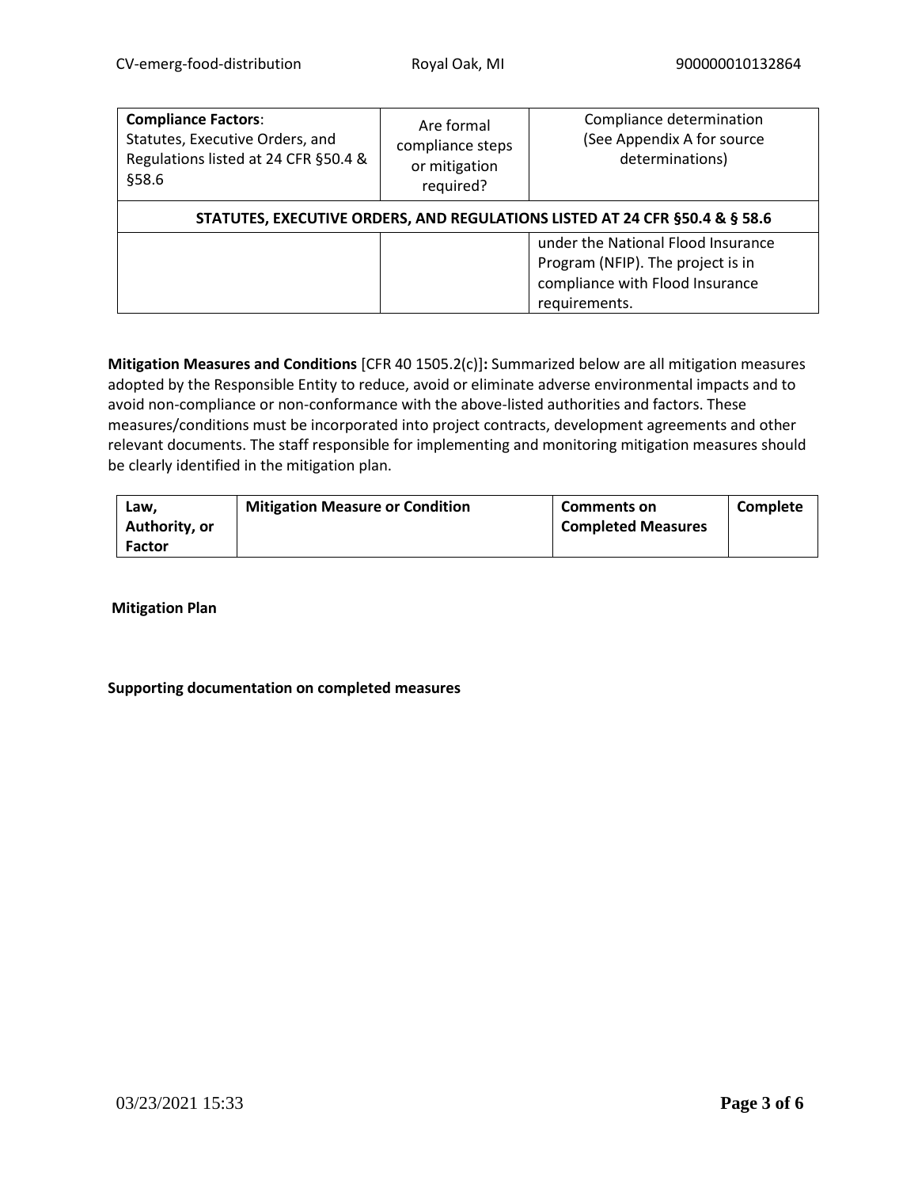| **Compliance Factors**: Statutes, Executive Orders, and Regulations listed at 24 CFR §50.4 & §58.6 | Are formal compliance steps or mitigation required? | Compliance determination (See Appendix A for source determinations) |
|---|---|---|
| **STATUTES, EXECUTIVE ORDERS, AND REGULATIONS LISTED AT 24 CFR §50.4 & § 58.6** | | |
| | | under the National Flood Insurance Program (NFIP). The project is in compliance with Flood Insurance requirements. |

**Mitigation Measures and Conditions** [CFR 40 1505.2(c)]**:** Summarized below are all mitigation measures adopted by the Responsible Entity to reduce, avoid or eliminate adverse environmental impacts and to avoid non-compliance or non-conformance with the above-listed authorities and factors. These measures/conditions must be incorporated into project contracts, development agreements and other relevant documents. The staff responsible for implementing and monitoring mitigation measures should be clearly identified in the mitigation plan.

| Law, Authority, or Factor | Mitigation Measure or Condition | Comments on Completed Measures | Complete |
|---|---|---|---|

**Mitigation Plan**

**Supporting documentation on completed measures**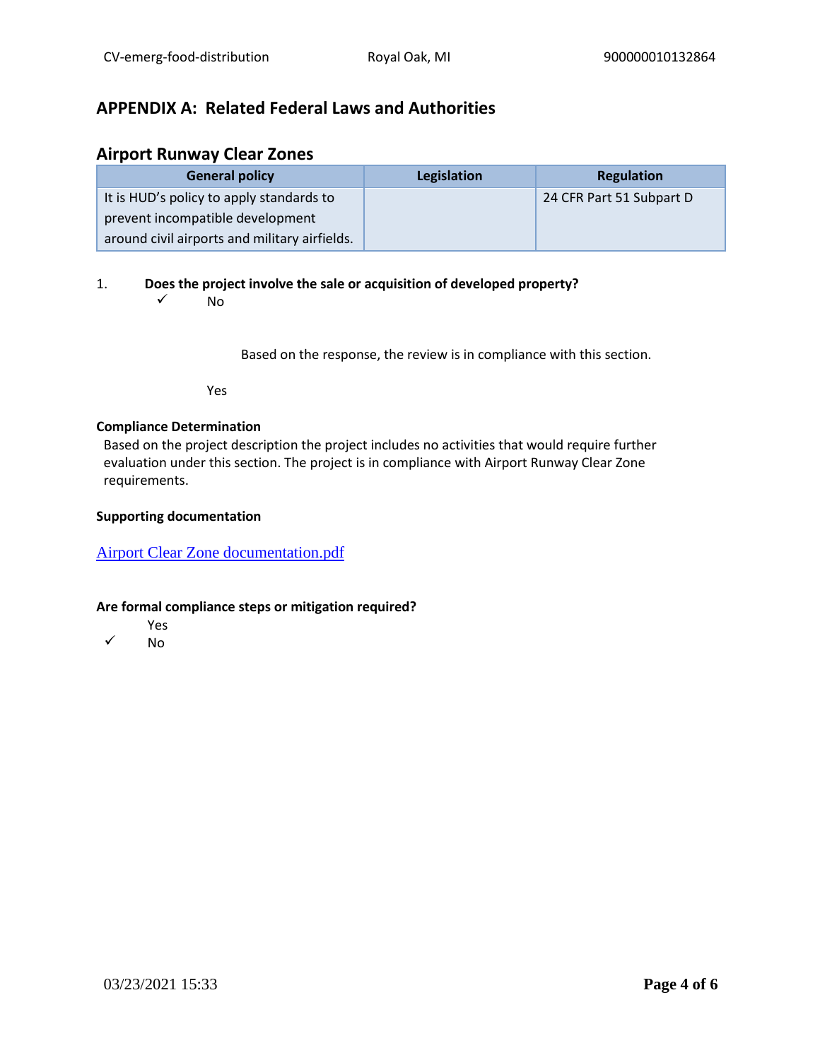## APPENDIX A: Related Federal Laws and Authorities

### Airport Runway Clear Zones

| General policy | Legislation | Regulation |
|---|---|---|
| It is HUD's policy to apply standards to prevent incompatible development around civil airports and military airfields. | | 24 CFR Part 51 Subpart D |

1. **Does the project involve the sale or acquisition of developed property?**

   ✓ No

   Based on the response, the review is in compliance with this section.

   Yes

**Compliance Determination**

Based on the project description the project includes no activities that would require further evaluation under this section. The project is in compliance with Airport Runway Clear Zone requirements.

**Supporting documentation**

Airport Clear Zone documentation.pdf

**Are formal compliance steps or mitigation required?**

Yes

✓ No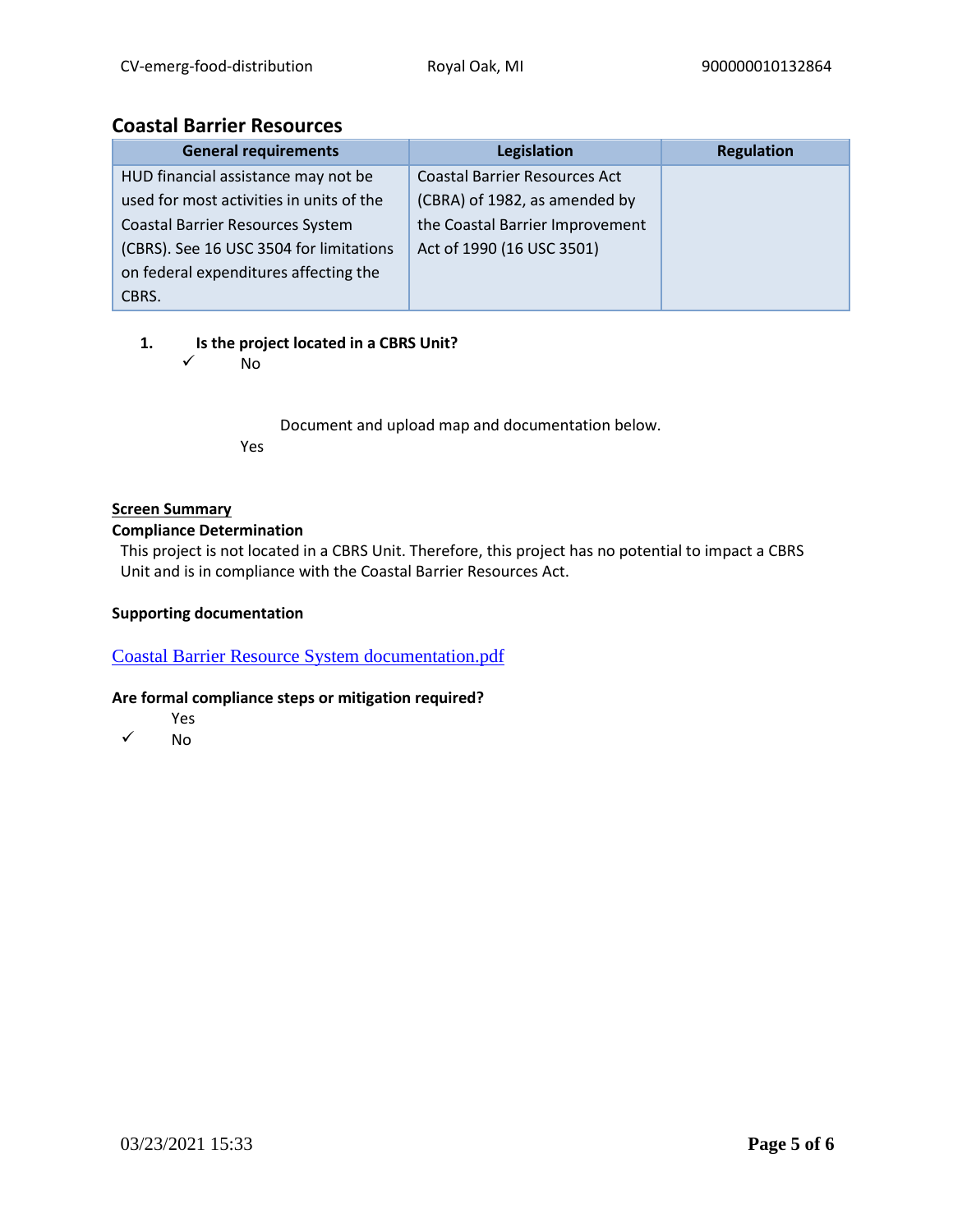## Coastal Barrier Resources

| General requirements | Legislation | Regulation |
|---|---|---|
| HUD financial assistance may not be used for most activities in units of the Coastal Barrier Resources System (CBRS). See 16 USC 3504 for limitations on federal expenditures affecting the CBRS. | Coastal Barrier Resources Act (CBRA) of 1982, as amended by the Coastal Barrier Improvement Act of 1990 (16 USC 3501) | |

1. **Is the project located in a CBRS Unit?**

✓ No

Document and upload map and documentation below.

Yes

**Screen Summary**

**Compliance Determination**

This project is not located in a CBRS Unit. Therefore, this project has no potential to impact a CBRS Unit and is in compliance with the Coastal Barrier Resources Act.

**Supporting documentation**

Coastal Barrier Resource System documentation.pdf

**Are formal compliance steps or mitigation required?**

Yes

✓ No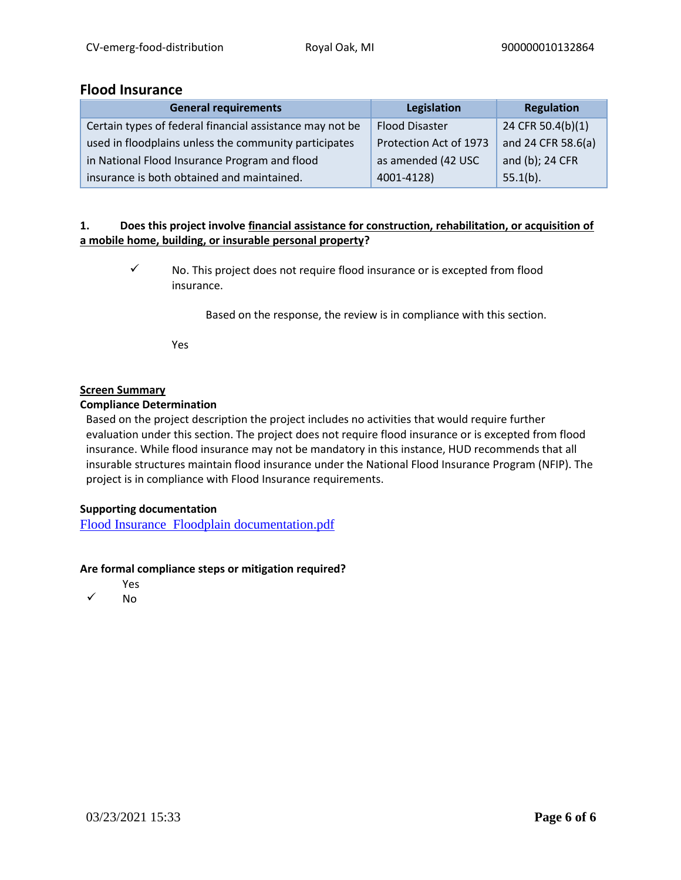## Flood Insurance

| General requirements | Legislation | Regulation |
| --- | --- | --- |
| Certain types of federal financial assistance may not be used in floodplains unless the community participates in National Flood Insurance Program and flood insurance is both obtained and maintained. | Flood Disaster Protection Act of 1973 as amended (42 USC 4001-4128) | 24 CFR 50.4(b)(1) and 24 CFR 58.6(a) and (b); 24 CFR 55.1(b). |

**1. Does this project involve financial assistance for construction, rehabilitation, or acquisition of a mobile home, building, or insurable personal property?**

✓ No. This project does not require flood insurance or is excepted from flood insurance.

Based on the response, the review is in compliance with this section.

Yes

**Screen Summary**

**Compliance Determination**

Based on the project description the project includes no activities that would require further evaluation under this section. The project does not require flood insurance or is excepted from flood insurance. While flood insurance may not be mandatory in this instance, HUD recommends that all insurable structures maintain flood insurance under the National Flood Insurance Program (NFIP). The project is in compliance with Flood Insurance requirements.

**Supporting documentation**

Flood Insurance_Floodplain documentation.pdf

**Are formal compliance steps or mitigation required?**

Yes

✓ No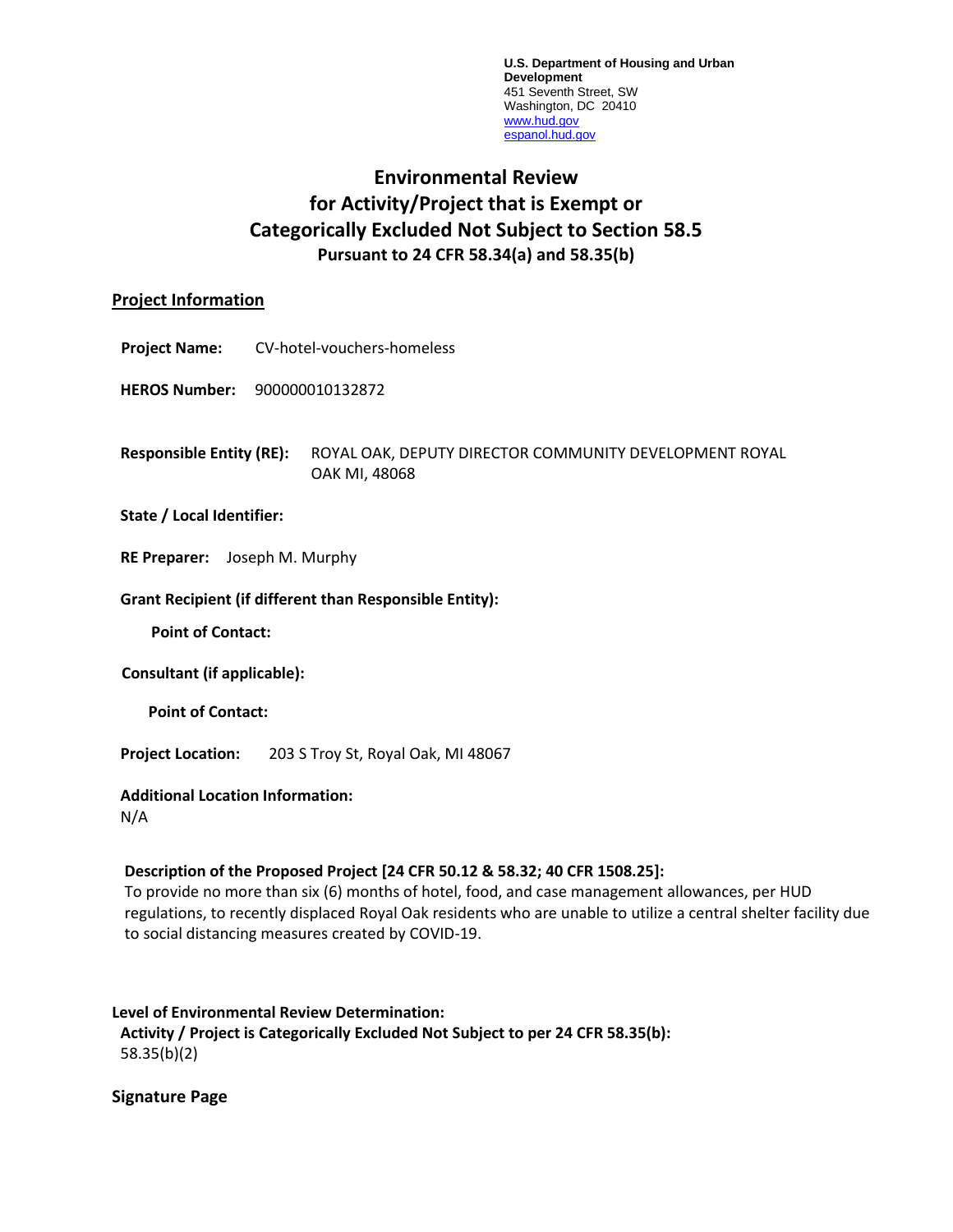**U.S. Department of Housing and Urban Development**
451 Seventh Street, SW
Washington, DC 20410
www.hud.gov
espanol.hud.gov

# Environmental Review for Activity/Project that is Exempt or Categorically Excluded Not Subject to Section 58.5

### Pursuant to 24 CFR 58.34(a) and 58.35(b)

## Project Information

**Project Name:** CV-hotel-vouchers-homeless

**HEROS Number:** 900000010132872

**Responsible Entity (RE):** ROYAL OAK, DEPUTY DIRECTOR COMMUNITY DEVELOPMENT ROYAL OAK MI, 48068

**State / Local Identifier:**

**RE Preparer:** Joseph M. Murphy

**Grant Recipient (if different than Responsible Entity):**

**Point of Contact:**

**Consultant (if applicable):**

**Point of Contact:**

**Project Location:** 203 S Troy St, Royal Oak, MI 48067

**Additional Location Information:**
N/A

**Description of the Proposed Project [24 CFR 50.12 & 58.32; 40 CFR 1508.25]:**
To provide no more than six (6) months of hotel, food, and case management allowances, per HUD regulations, to recently displaced Royal Oak residents who are unable to utilize a central shelter facility due to social distancing measures created by COVID-19.

**Level of Environmental Review Determination:**
**Activity / Project is Categorically Excluded Not Subject to per 24 CFR 58.35(b):**
58.35(b)(2)

**Signature Page**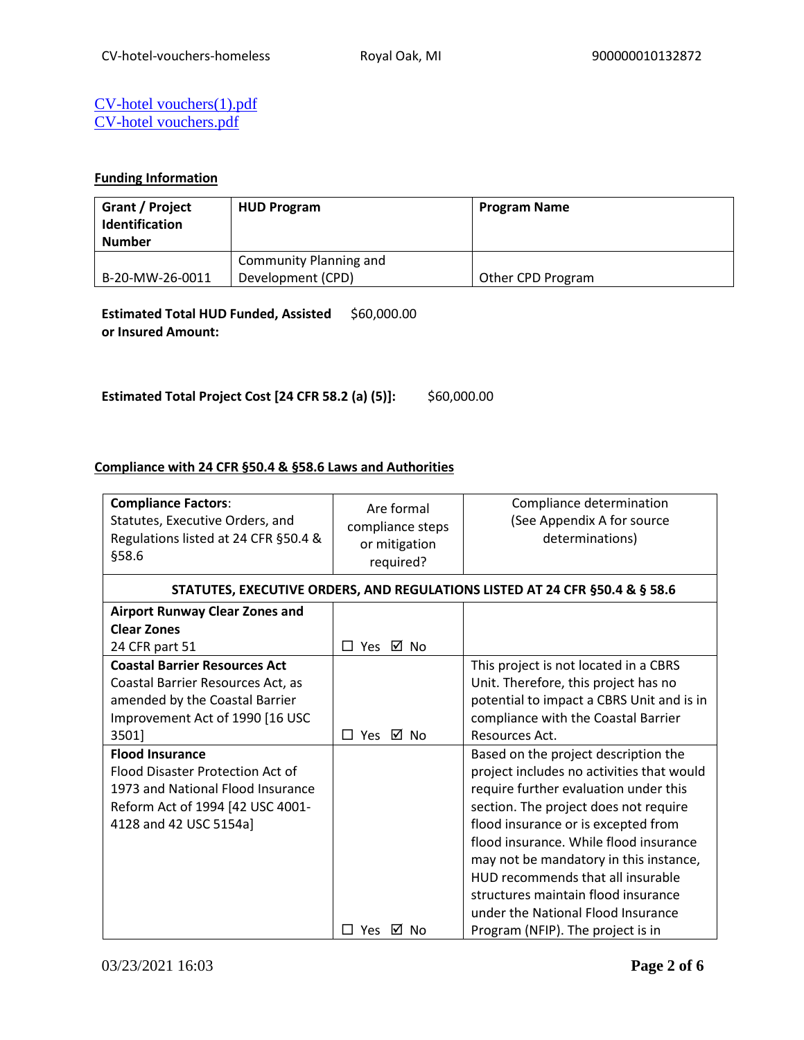[CV-hotel vouchers(1).pdf](CV-hotel vouchers(1).pdf)
[CV-hotel vouchers.pdf](CV-hotel vouchers.pdf)

**Funding Information**

| Grant / Project Identification Number | HUD Program | Program Name |
|---|---|---|
| B-20-MW-26-0011 | Community Planning and Development (CPD) | Other CPD Program |

**Estimated Total HUD Funded, Assisted or Insured Amount:** $60,000.00

**Estimated Total Project Cost [24 CFR 58.2 (a) (5)]:** $60,000.00

**Compliance with 24 CFR §50.4 & §58.6 Laws and Authorities**

| **Compliance Factors**: Statutes, Executive Orders, and Regulations listed at 24 CFR §50.4 & §58.6 | Are formal compliance steps or mitigation required? | Compliance determination (See Appendix A for source determinations) |
|---|---|---|
| **STATUTES, EXECUTIVE ORDERS, AND REGULATIONS LISTED AT 24 CFR §50.4 & § 58.6** | | |
| **Airport Runway Clear Zones and Clear Zones** 24 CFR part 51 | ☐ Yes ☑ No | |
| **Coastal Barrier Resources Act** Coastal Barrier Resources Act, as amended by the Coastal Barrier Improvement Act of 1990 [16 USC 3501] | ☐ Yes ☑ No | This project is not located in a CBRS Unit. Therefore, this project has no potential to impact a CBRS Unit and is in compliance with the Coastal Barrier Resources Act. |
| **Flood Insurance** Flood Disaster Protection Act of 1973 and National Flood Insurance Reform Act of 1994 [42 USC 4001-4128 and 42 USC 5154a] | ☐ Yes ☑ No | Based on the project description the project includes no activities that would require further evaluation under this section. The project does not require flood insurance or is excepted from flood insurance. While flood insurance may not be mandatory in this instance, HUD recommends that all insurable structures maintain flood insurance under the National Flood Insurance Program (NFIP). The project is in |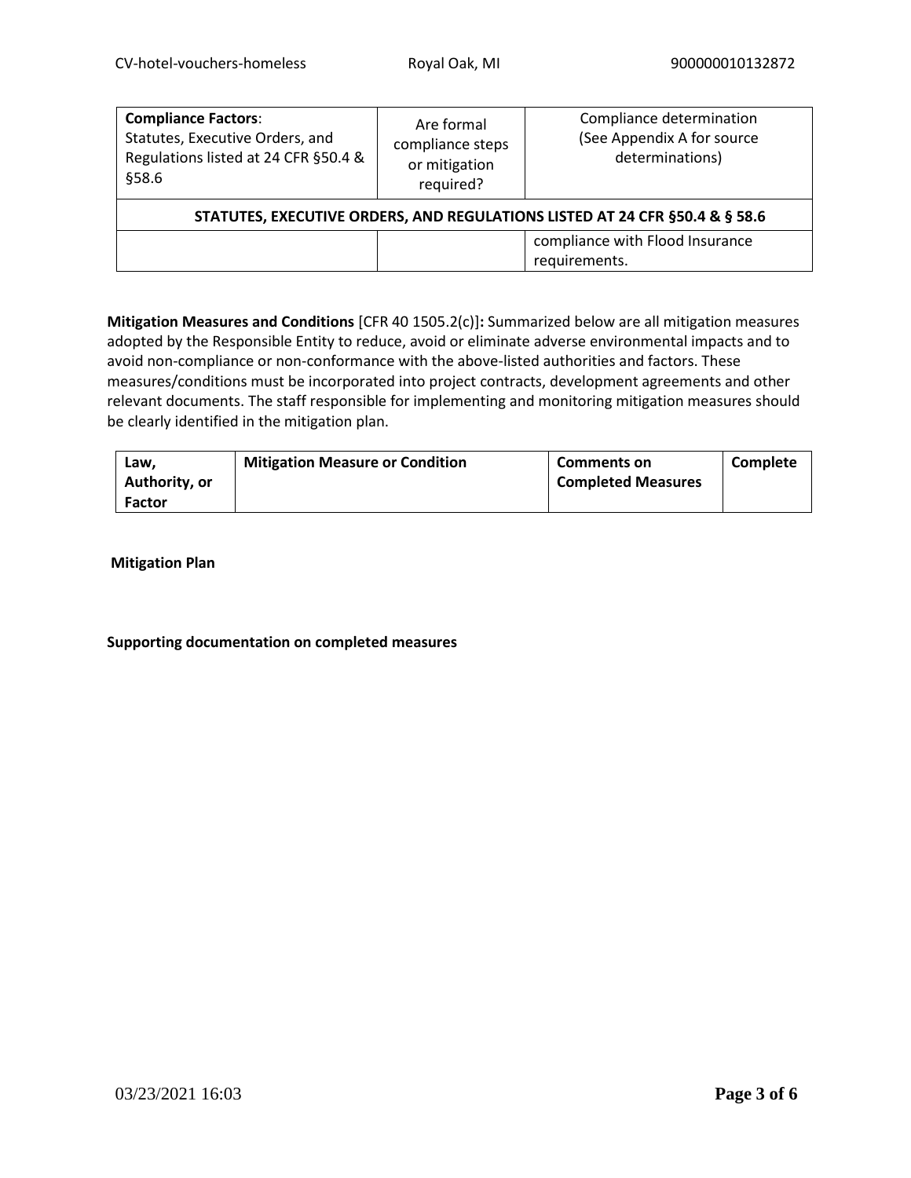| **Compliance Factors**: Statutes, Executive Orders, and Regulations listed at 24 CFR §50.4 & §58.6 | Are formal compliance steps or mitigation required? | Compliance determination (See Appendix A for source determinations) |
|---|---|---|
| **STATUTES, EXECUTIVE ORDERS, AND REGULATIONS LISTED AT 24 CFR §50.4 & § 58.6** | | |
| | | compliance with Flood Insurance requirements. |

**Mitigation Measures and Conditions** [CFR 40 1505.2(c)]**:** Summarized below are all mitigation measures adopted by the Responsible Entity to reduce, avoid or eliminate adverse environmental impacts and to avoid non-compliance or non-conformance with the above-listed authorities and factors. These measures/conditions must be incorporated into project contracts, development agreements and other relevant documents. The staff responsible for implementing and monitoring mitigation measures should be clearly identified in the mitigation plan.

| **Law, Authority, or Factor** | **Mitigation Measure or Condition** | **Comments on Completed Measures** | **Complete** |
|---|---|---|---|

**Mitigation Plan**

**Supporting documentation on completed measures**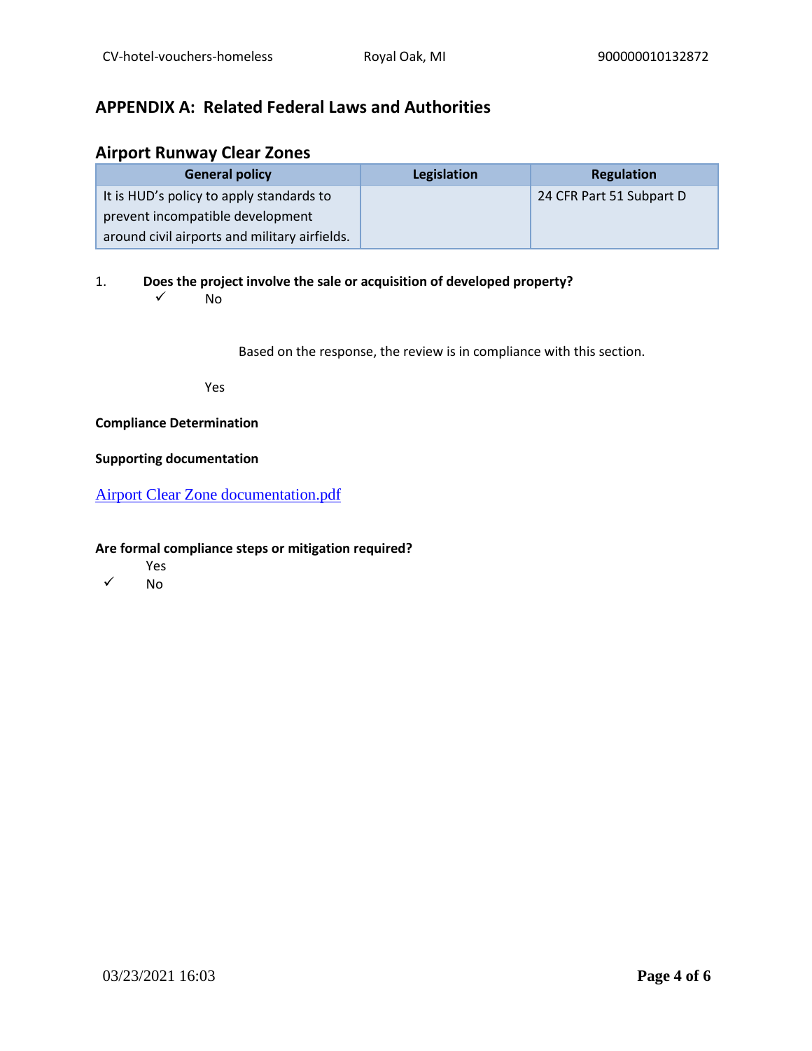## APPENDIX A: Related Federal Laws and Authorities

### Airport Runway Clear Zones

| General policy | Legislation | Regulation |
|---|---|---|
| It is HUD's policy to apply standards to prevent incompatible development around civil airports and military airfields. | | 24 CFR Part 51 Subpart D |

1. **Does the project involve the sale or acquisition of developed property?**

   ✓ No

   Based on the response, the review is in compliance with this section.

   Yes

**Compliance Determination**

**Supporting documentation**

Airport Clear Zone documentation.pdf

**Are formal compliance steps or mitigation required?**

Yes

✓ No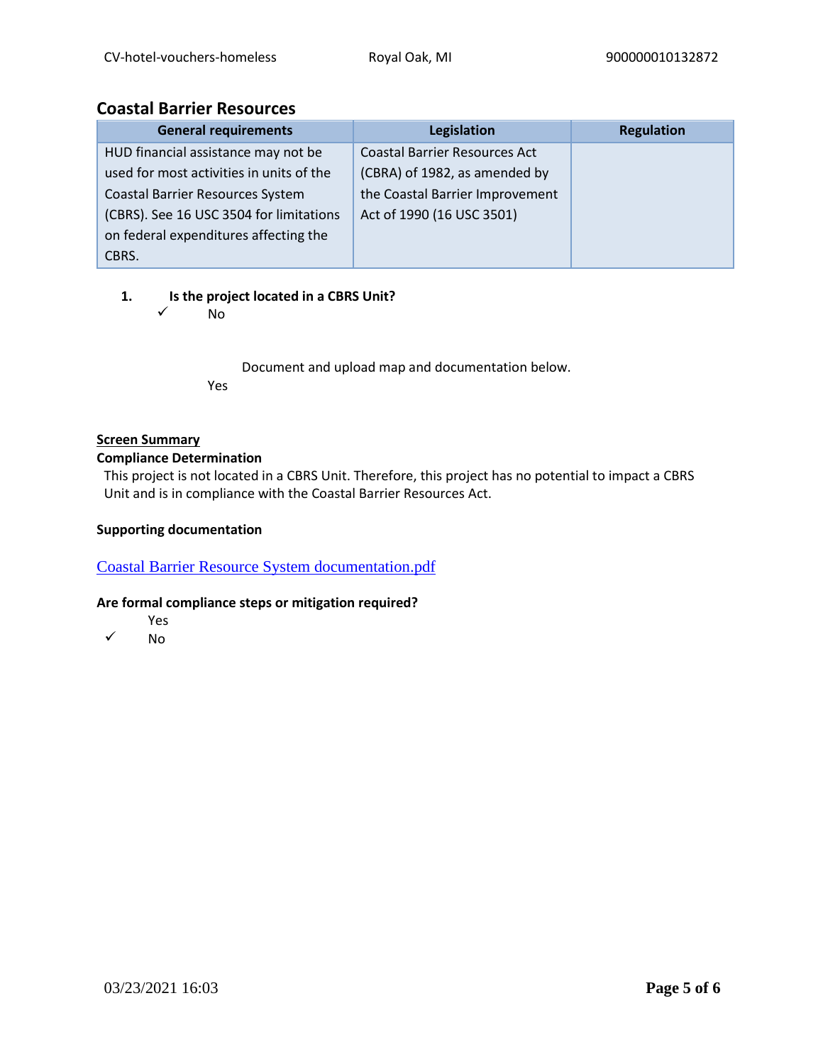## Coastal Barrier Resources

| General requirements | Legislation | Regulation |
|---|---|---|
| HUD financial assistance may not be used for most activities in units of the Coastal Barrier Resources System (CBRS). See 16 USC 3504 for limitations on federal expenditures affecting the CBRS. | Coastal Barrier Resources Act (CBRA) of 1982, as amended by the Coastal Barrier Improvement Act of 1990 (16 USC 3501) | |

1. **Is the project located in a CBRS Unit?**

   ✓ No

   Document and upload map and documentation below.

   Yes

**Screen Summary**

**Compliance Determination**

This project is not located in a CBRS Unit. Therefore, this project has no potential to impact a CBRS Unit and is in compliance with the Coastal Barrier Resources Act.

**Supporting documentation**

Coastal Barrier Resource System documentation.pdf

**Are formal compliance steps or mitigation required?**

Yes

✓ No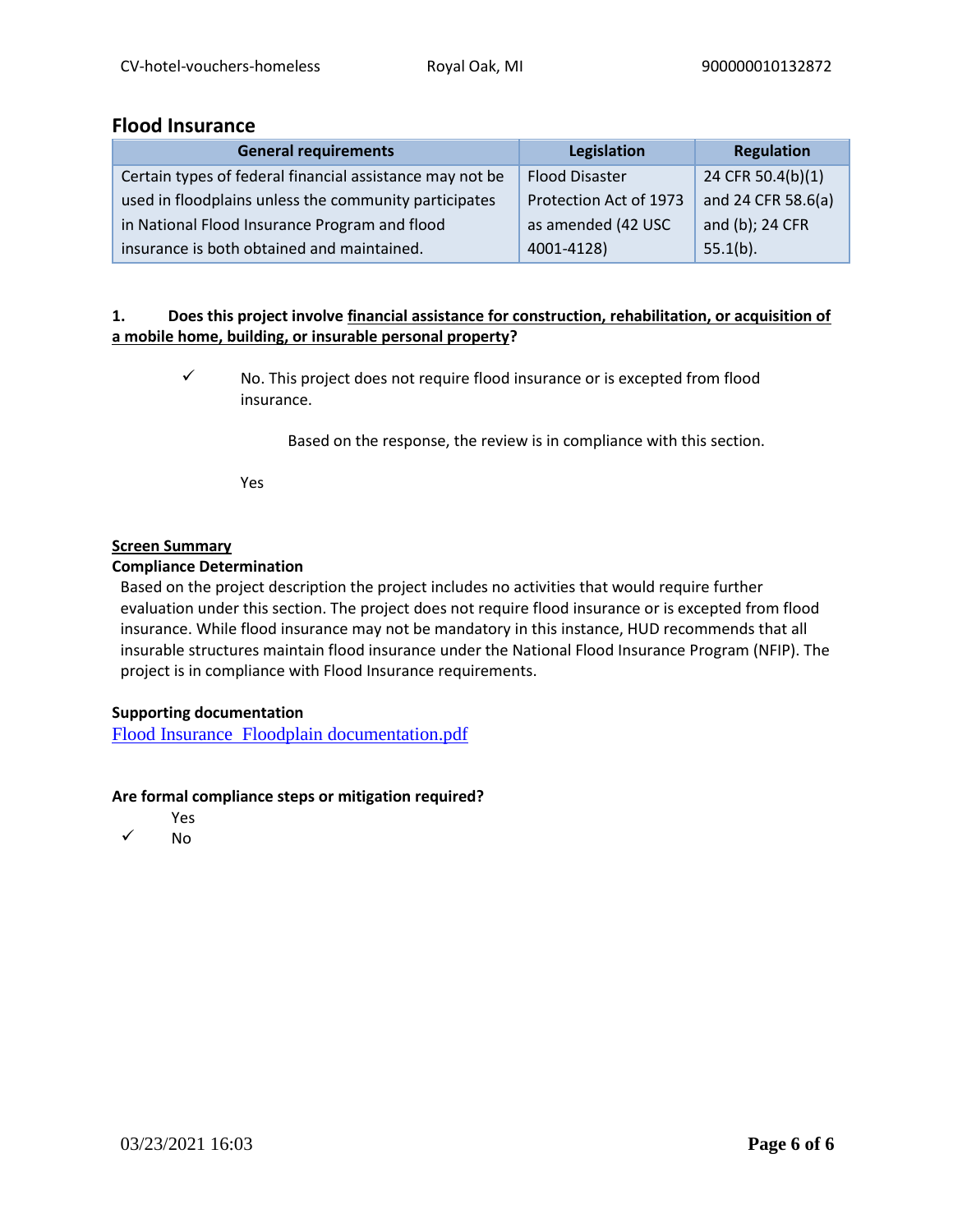## Flood Insurance

| General requirements | Legislation | Regulation |
|---|---|---|
| Certain types of federal financial assistance may not be used in floodplains unless the community participates in National Flood Insurance Program and flood insurance is both obtained and maintained. | Flood Disaster Protection Act of 1973 as amended (42 USC 4001-4128) | 24 CFR 50.4(b)(1) and 24 CFR 58.6(a) and (b); 24 CFR 55.1(b). |

**1. Does this project involve <u>financial assistance for construction, rehabilitation, or acquisition of a mobile home, building, or insurable personal property</u>?**

✓ No. This project does not require flood insurance or is excepted from flood insurance.

Based on the response, the review is in compliance with this section.

Yes

**<u>Screen Summary</u>**

**Compliance Determination**

Based on the project description the project includes no activities that would require further evaluation under this section. The project does not require flood insurance or is excepted from flood insurance. While flood insurance may not be mandatory in this instance, HUD recommends that all insurable structures maintain flood insurance under the National Flood Insurance Program (NFIP). The project is in compliance with Flood Insurance requirements.

**Supporting documentation**

Flood Insurance Floodplain documentation.pdf

**Are formal compliance steps or mitigation required?**

Yes

✓ No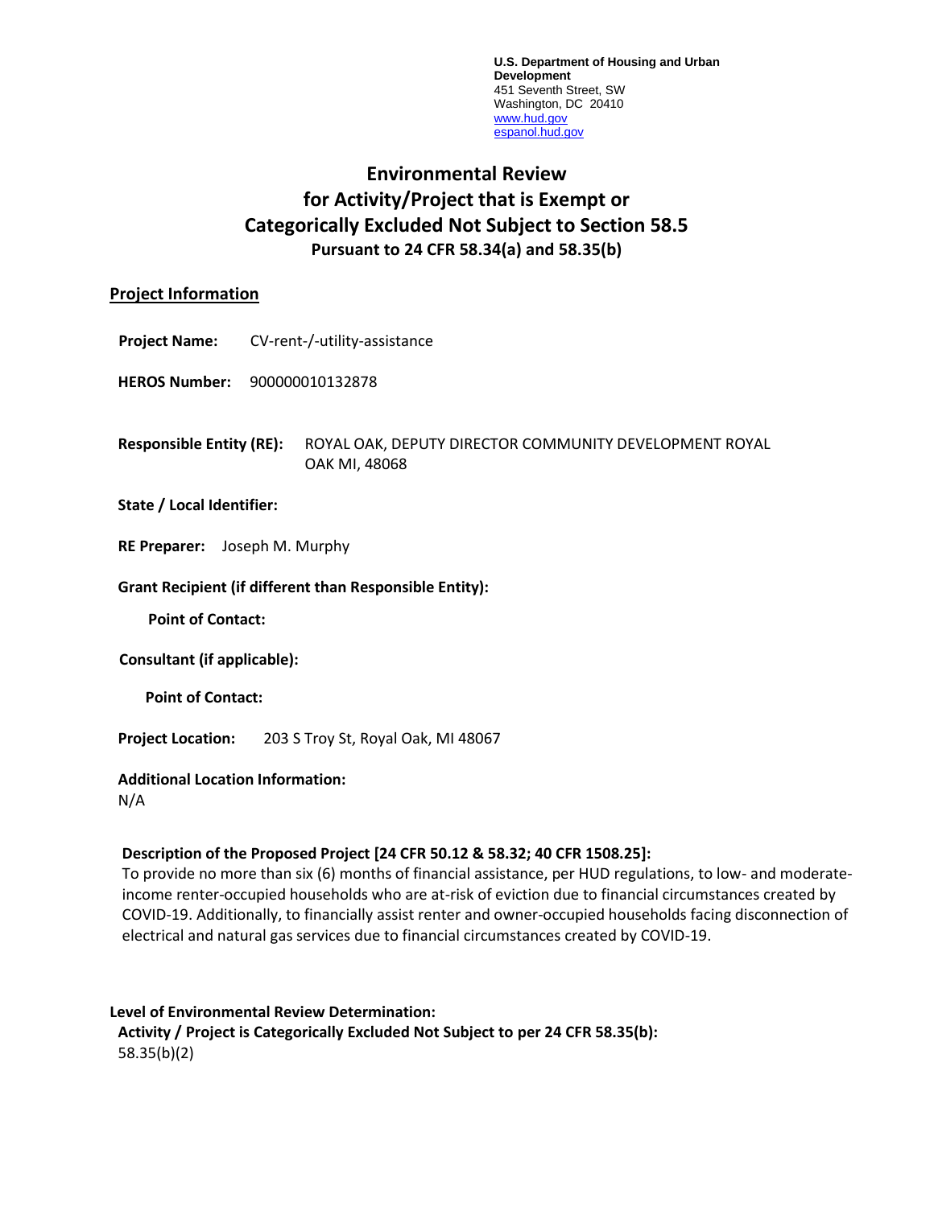U.S. Department of Housing and Urban Development
451 Seventh Street, SW
Washington, DC 20410
www.hud.gov
espanol.hud.gov

# Environmental Review for Activity/Project that is Exempt or Categorically Excluded Not Subject to Section 58.5

**Pursuant to 24 CFR 58.34(a) and 58.35(b)**

## Project Information

**Project Name:** CV-rent-/-utility-assistance

**HEROS Number:** 900000010132878

**Responsible Entity (RE):** ROYAL OAK, DEPUTY DIRECTOR COMMUNITY DEVELOPMENT ROYAL OAK MI, 48068

**State / Local Identifier:**

**RE Preparer:** Joseph M. Murphy

**Grant Recipient (if different than Responsible Entity):**

**Point of Contact:**

**Consultant (if applicable):**

**Point of Contact:**

**Project Location:** 203 S Troy St, Royal Oak, MI 48067

**Additional Location Information:**
N/A

**Description of the Proposed Project [24 CFR 50.12 & 58.32; 40 CFR 1508.25]:**
To provide no more than six (6) months of financial assistance, per HUD regulations, to low- and moderate-income renter-occupied households who are at-risk of eviction due to financial circumstances created by COVID-19. Additionally, to financially assist renter and owner-occupied households facing disconnection of electrical and natural gas services due to financial circumstances created by COVID-19.

**Level of Environmental Review Determination:**
**Activity / Project is Categorically Excluded Not Subject to per 24 CFR 58.35(b):**
58.35(b)(2)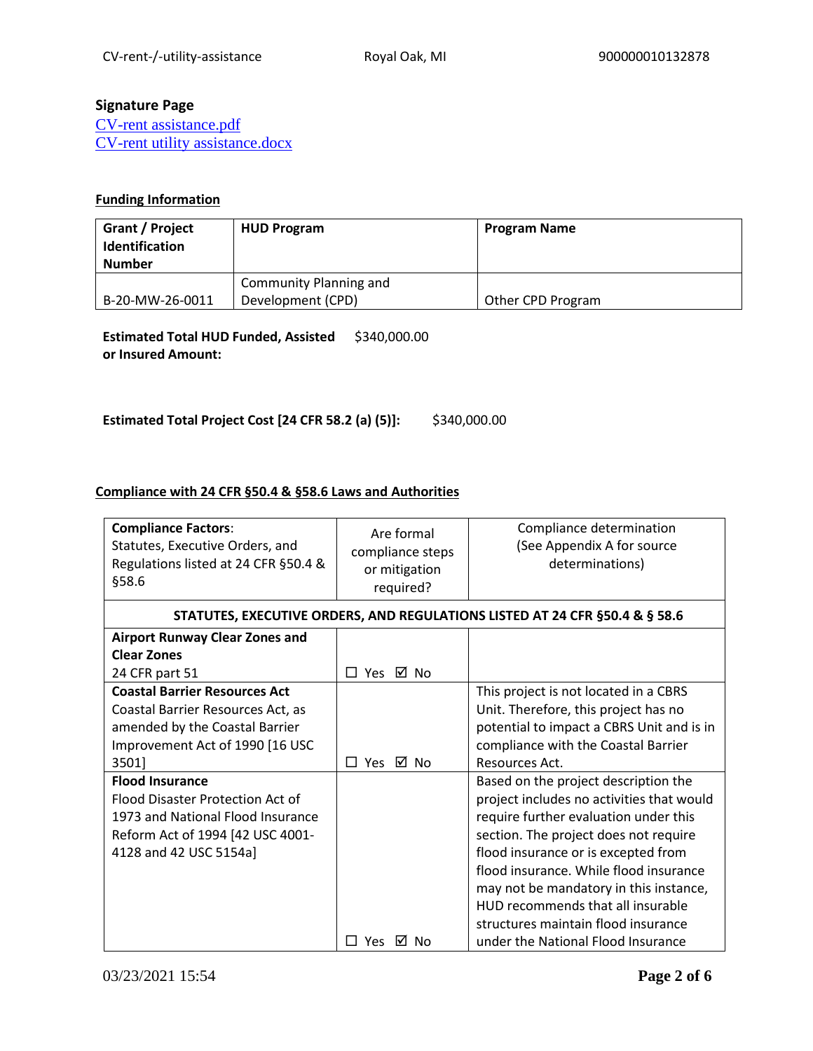**Signature Page**

CV-rent assistance.pdf
CV-rent utility assistance.docx

**Funding Information**

| Grant / Project Identification Number | HUD Program | Program Name |
|---|---|---|
| B-20-MW-26-0011 | Community Planning and Development (CPD) | Other CPD Program |

**Estimated Total HUD Funded, Assisted or Insured Amount:** $340,000.00

**Estimated Total Project Cost [24 CFR 58.2 (a) (5)]:** $340,000.00

**Compliance with 24 CFR §50.4 & §58.6 Laws and Authorities**

| **Compliance Factors**: Statutes, Executive Orders, and Regulations listed at 24 CFR §50.4 & §58.6 | Are formal compliance steps or mitigation required? | Compliance determination (See Appendix A for source determinations) |
|---|---|---|
| **STATUTES, EXECUTIVE ORDERS, AND REGULATIONS LISTED AT 24 CFR §50.4 & § 58.6** | | |
| **Airport Runway Clear Zones and Clear Zones** 24 CFR part 51 | ☐ Yes ☑ No | |
| **Coastal Barrier Resources Act** Coastal Barrier Resources Act, as amended by the Coastal Barrier Improvement Act of 1990 [16 USC 3501] | ☐ Yes ☑ No | This project is not located in a CBRS Unit. Therefore, this project has no potential to impact a CBRS Unit and is in compliance with the Coastal Barrier Resources Act. |
| **Flood Insurance** Flood Disaster Protection Act of 1973 and National Flood Insurance Reform Act of 1994 [42 USC 4001-4128 and 42 USC 5154a] | ☐ Yes ☑ No | Based on the project description the project includes no activities that would require further evaluation under this section. The project does not require flood insurance or is excepted from flood insurance. While flood insurance may not be mandatory in this instance, HUD recommends that all insurable structures maintain flood insurance under the National Flood Insurance |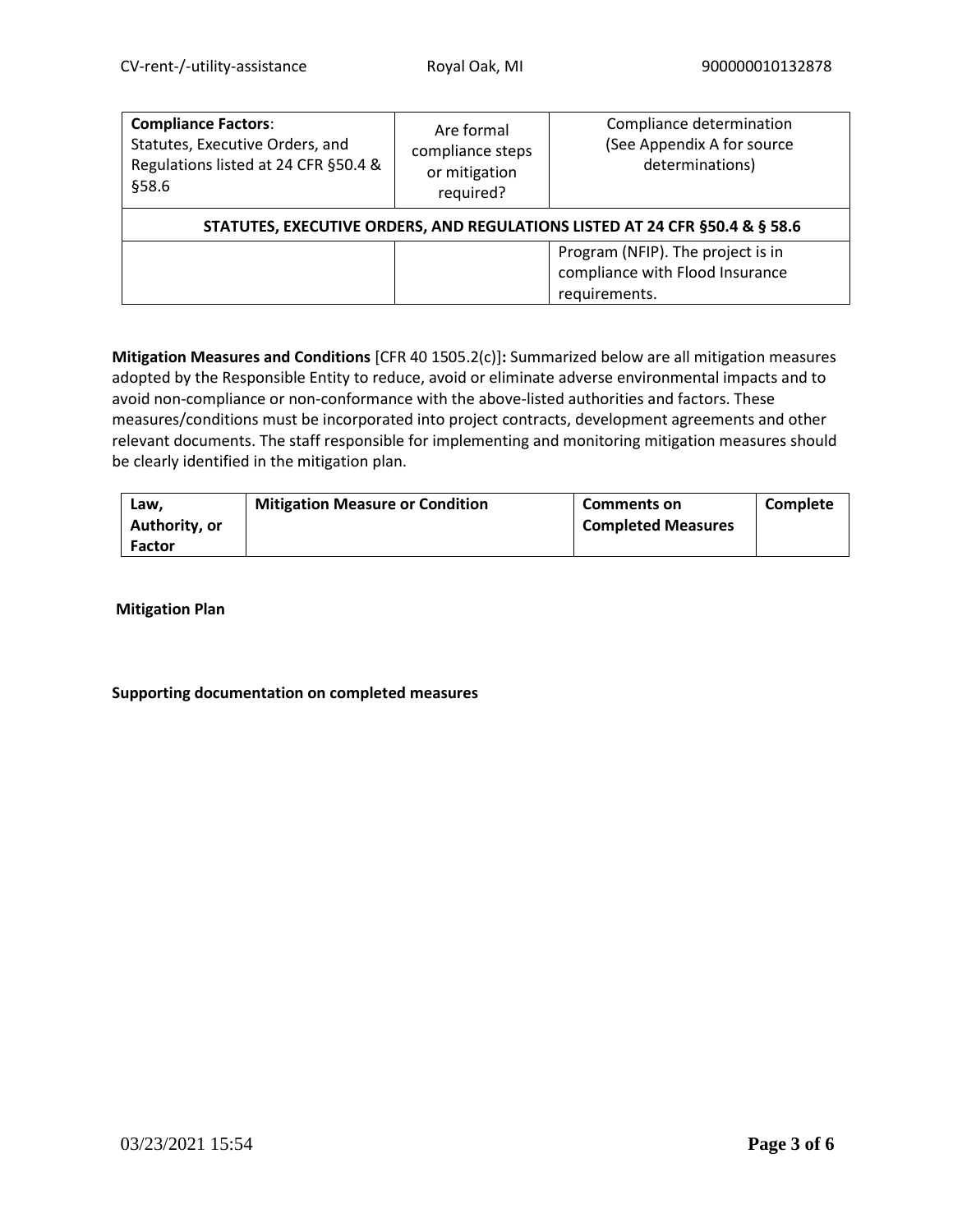| **Compliance Factors**: Statutes, Executive Orders, and Regulations listed at 24 CFR §50.4 & §58.6 | Are formal compliance steps or mitigation required? | Compliance determination (See Appendix A for source determinations) |
|---|---|---|
| **STATUTES, EXECUTIVE ORDERS, AND REGULATIONS LISTED AT 24 CFR §50.4 & § 58.6** | | |
| | | Program (NFIP). The project is in compliance with Flood Insurance requirements. |

**Mitigation Measures and Conditions** [CFR 40 1505.2(c)]**:** Summarized below are all mitigation measures adopted by the Responsible Entity to reduce, avoid or eliminate adverse environmental impacts and to avoid non-compliance or non-conformance with the above-listed authorities and factors. These measures/conditions must be incorporated into project contracts, development agreements and other relevant documents. The staff responsible for implementing and monitoring mitigation measures should be clearly identified in the mitigation plan.

| **Law, Authority, or Factor** | **Mitigation Measure or Condition** | **Comments on Completed Measures** | **Complete** |
|---|---|---|---|

**Mitigation Plan**

**Supporting documentation on completed measures**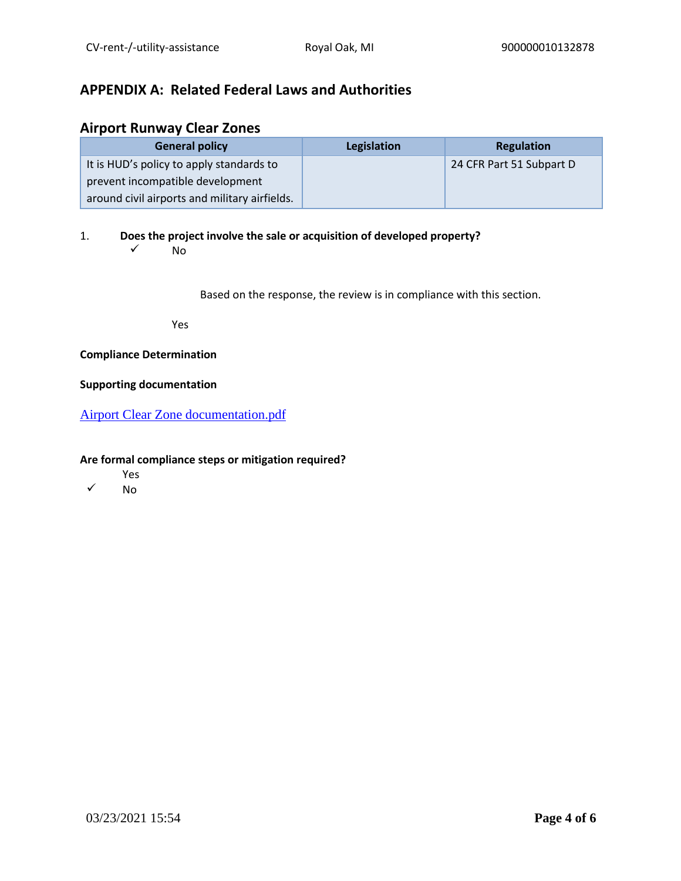## APPENDIX A: Related Federal Laws and Authorities

### Airport Runway Clear Zones

| General policy | Legislation | Regulation |
|---|---|---|
| It is HUD's policy to apply standards to prevent incompatible development around civil airports and military airfields. | | 24 CFR Part 51 Subpart D |

1. **Does the project involve the sale or acquisition of developed property?**

   ✓ No

   Based on the response, the review is in compliance with this section.

   Yes

**Compliance Determination**

**Supporting documentation**

[Airport Clear Zone documentation.pdf]

**Are formal compliance steps or mitigation required?**

Yes

✓ No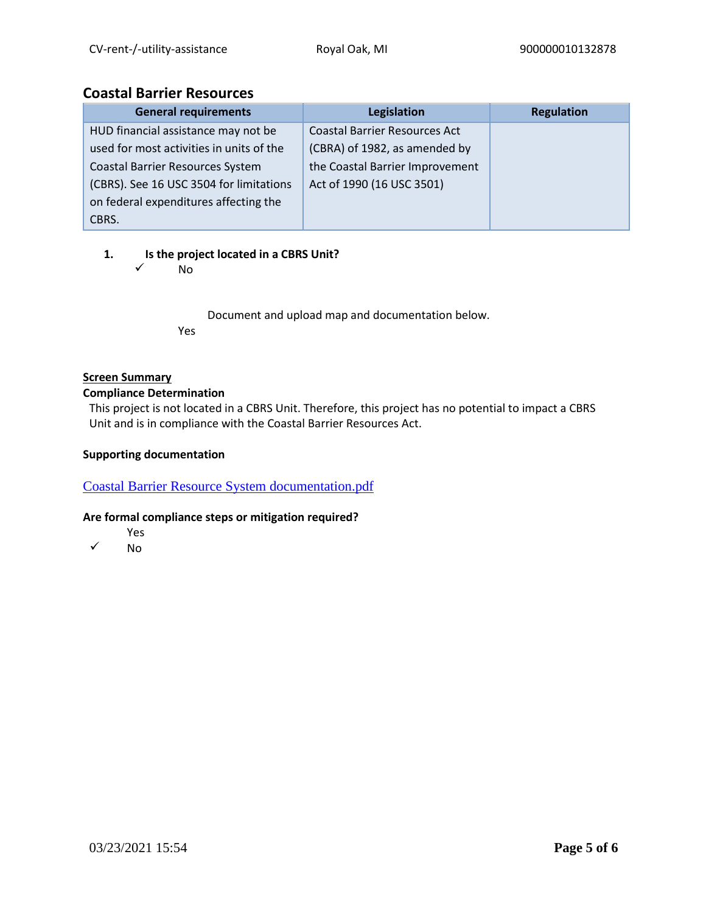## Coastal Barrier Resources

| General requirements | Legislation | Regulation |
|---|---|---|
| HUD financial assistance may not be used for most activities in units of the Coastal Barrier Resources System (CBRS). See 16 USC 3504 for limitations on federal expenditures affecting the CBRS. | Coastal Barrier Resources Act (CBRA) of 1982, as amended by the Coastal Barrier Improvement Act of 1990 (16 USC 3501) | |

1. **Is the project located in a CBRS Unit?**

   ✓ No

   Document and upload map and documentation below.

   Yes

**Screen Summary**

**Compliance Determination**

This project is not located in a CBRS Unit. Therefore, this project has no potential to impact a CBRS Unit and is in compliance with the Coastal Barrier Resources Act.

**Supporting documentation**

Coastal Barrier Resource System documentation.pdf

**Are formal compliance steps or mitigation required?**

Yes

✓ No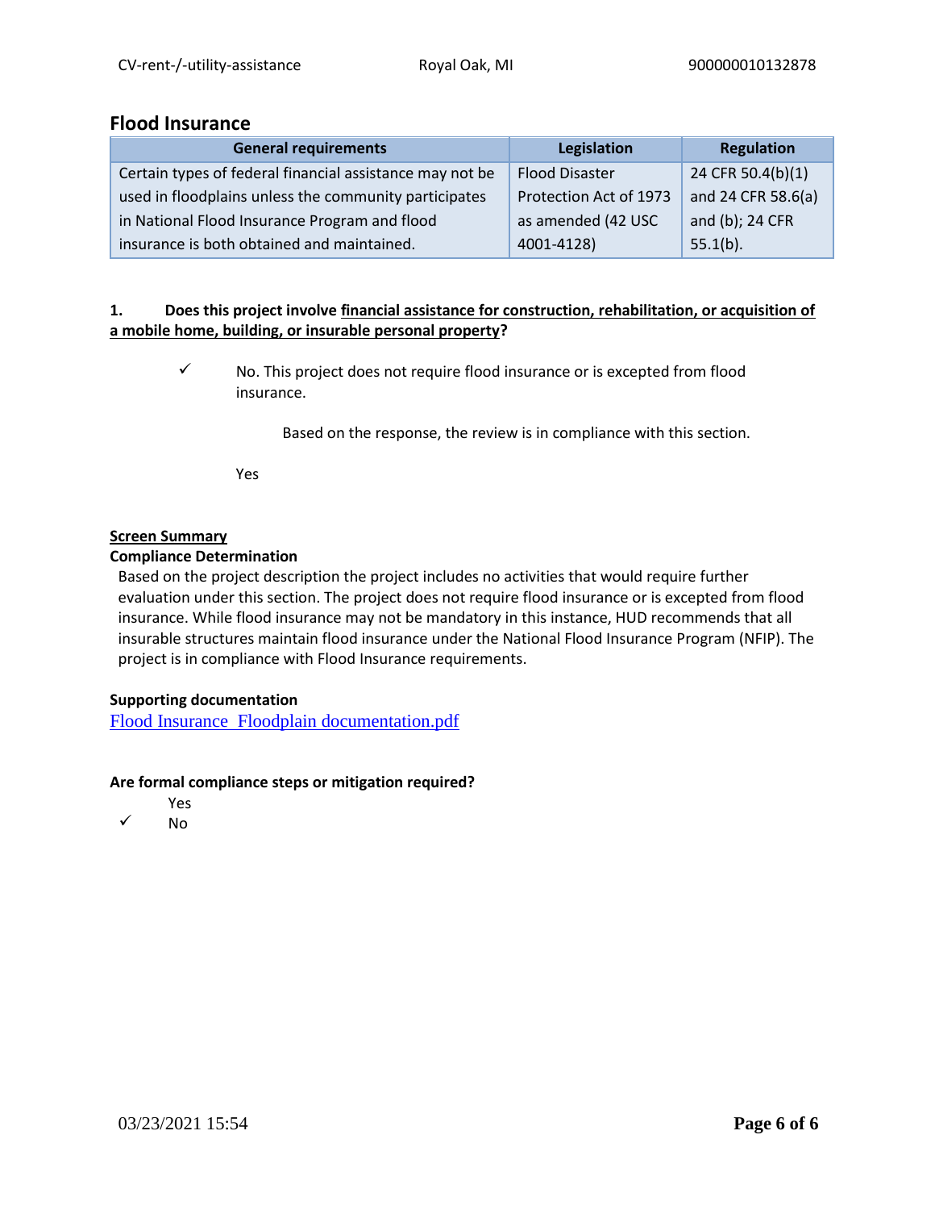## Flood Insurance

| General requirements | Legislation | Regulation |
|---|---|---|
| Certain types of federal financial assistance may not be used in floodplains unless the community participates in National Flood Insurance Program and flood insurance is both obtained and maintained. | Flood Disaster Protection Act of 1973 as amended (42 USC 4001-4128) | 24 CFR 50.4(b)(1) and 24 CFR 58.6(a) and (b); 24 CFR 55.1(b). |

**1. Does this project involve financial assistance for construction, rehabilitation, or acquisition of a mobile home, building, or insurable personal property?**

✓ No. This project does not require flood insurance or is excepted from flood insurance.

Based on the response, the review is in compliance with this section.

Yes

**Screen Summary**

**Compliance Determination**

Based on the project description the project includes no activities that would require further evaluation under this section. The project does not require flood insurance or is excepted from flood insurance. While flood insurance may not be mandatory in this instance, HUD recommends that all insurable structures maintain flood insurance under the National Flood Insurance Program (NFIP). The project is in compliance with Flood Insurance requirements.

**Supporting documentation**

Flood Insurance Floodplain documentation.pdf

**Are formal compliance steps or mitigation required?**

Yes

✓ No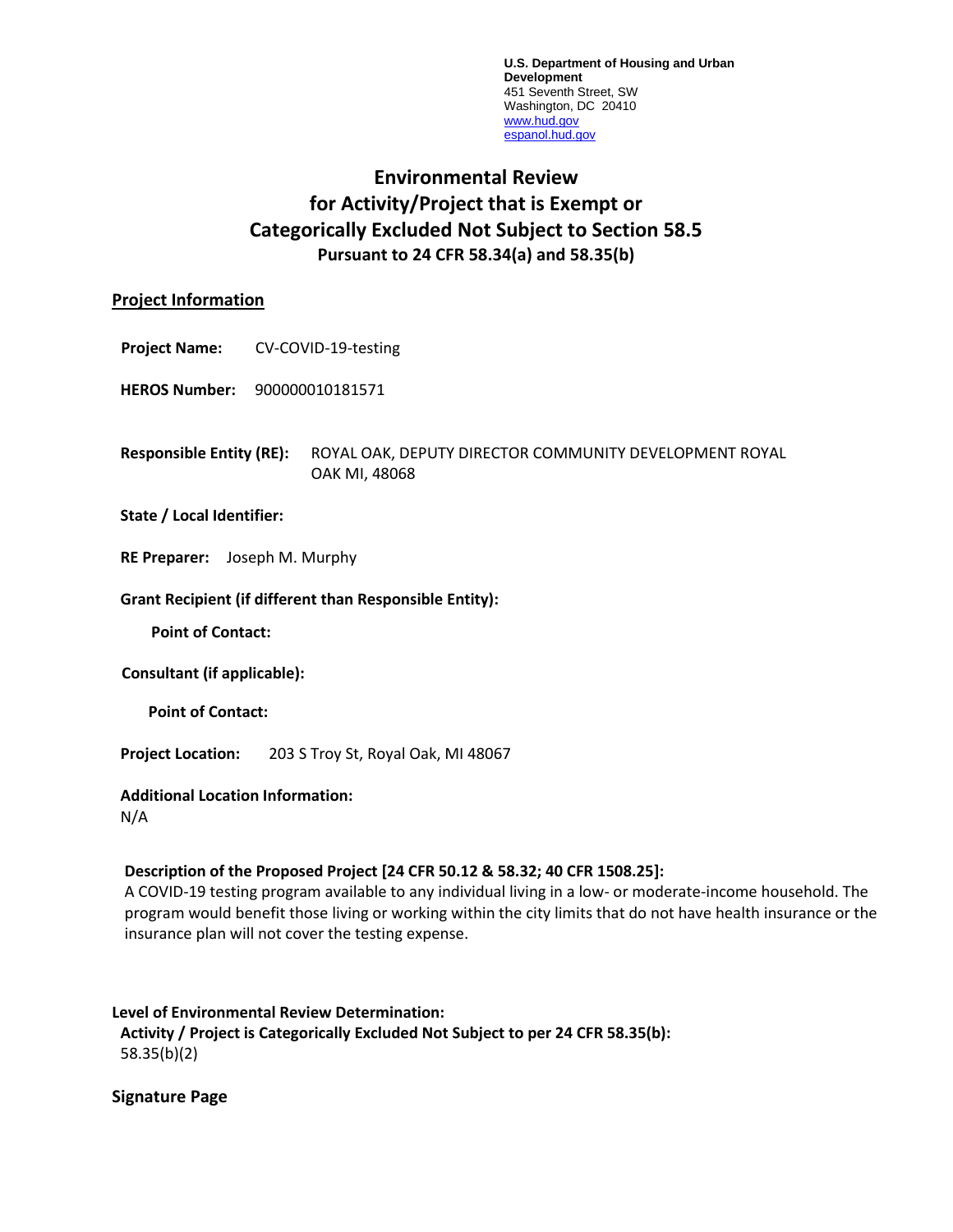U.S. Department of Housing and Urban Development
451 Seventh Street, SW
Washington, DC 20410
www.hud.gov
espanol.hud.gov

# Environmental Review for Activity/Project that is Exempt or Categorically Excluded Not Subject to Section 58.5

**Pursuant to 24 CFR 58.34(a) and 58.35(b)**

## Project Information

**Project Name:** CV-COVID-19-testing

**HEROS Number:** 900000010181571

**Responsible Entity (RE):** ROYAL OAK, DEPUTY DIRECTOR COMMUNITY DEVELOPMENT ROYAL OAK MI, 48068

**State / Local Identifier:**

**RE Preparer:** Joseph M. Murphy

**Grant Recipient (if different than Responsible Entity):**

**Point of Contact:**

**Consultant (if applicable):**

**Point of Contact:**

**Project Location:** 203 S Troy St, Royal Oak, MI 48067

**Additional Location Information:**
N/A

**Description of the Proposed Project [24 CFR 50.12 & 58.32; 40 CFR 1508.25]:**
A COVID-19 testing program available to any individual living in a low- or moderate-income household. The program would benefit those living or working within the city limits that do not have health insurance or the insurance plan will not cover the testing expense.

**Level of Environmental Review Determination:**
**Activity / Project is Categorically Excluded Not Subject to per 24 CFR 58.35(b):**
58.35(b)(2)

**Signature Page**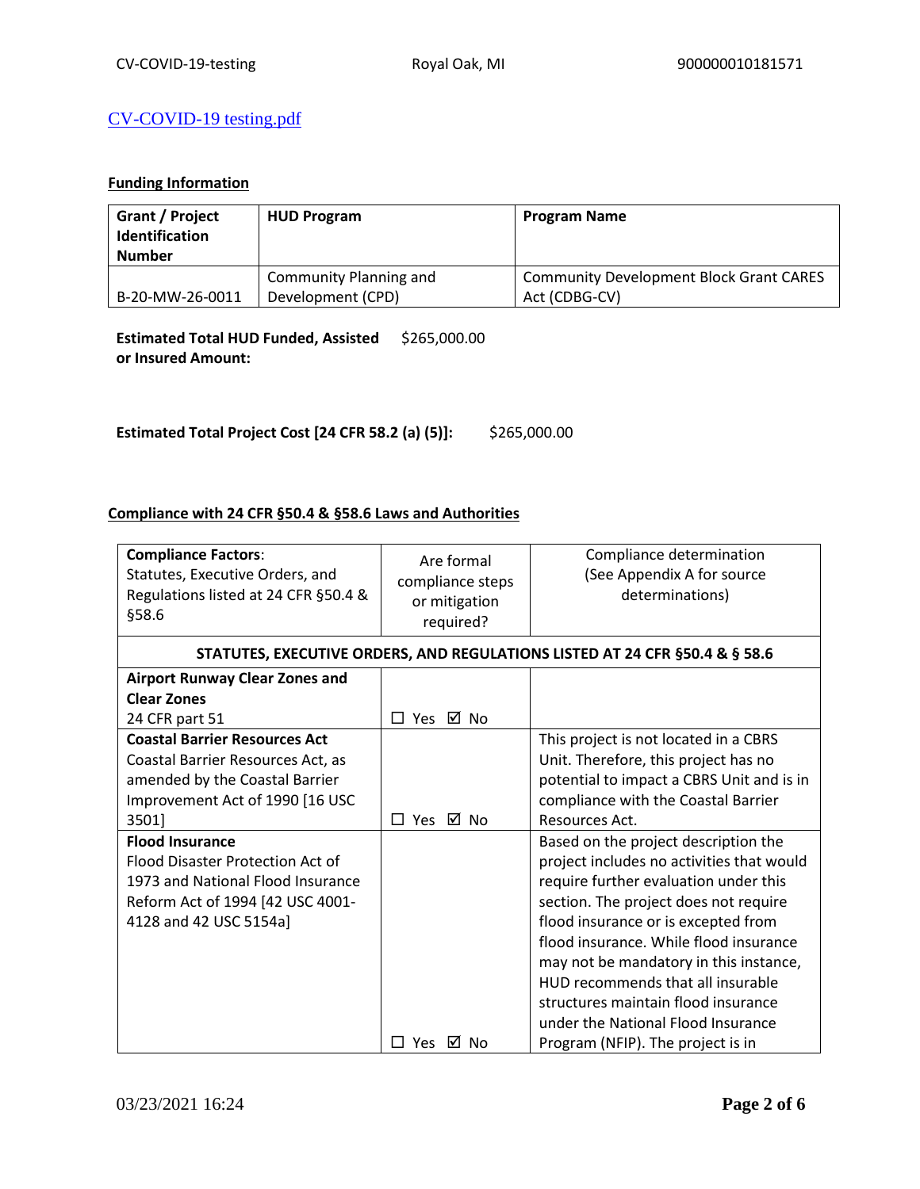[CV-COVID-19 testing.pdf]

**Funding Information**

| Grant / Project Identification Number | HUD Program | Program Name |
|---|---|---|
| B-20-MW-26-0011 | Community Planning and Development (CPD) | Community Development Block Grant CARES Act (CDBG-CV) |

**Estimated Total HUD Funded, Assisted or Insured Amount:** $265,000.00

**Estimated Total Project Cost [24 CFR 58.2 (a) (5)]:** $265,000.00

**Compliance with 24 CFR §50.4 & §58.6 Laws and Authorities**

| **Compliance Factors**: Statutes, Executive Orders, and Regulations listed at 24 CFR §50.4 & §58.6 | Are formal compliance steps or mitigation required? | Compliance determination (See Appendix A for source determinations) |
|---|---|---|
| **STATUTES, EXECUTIVE ORDERS, AND REGULATIONS LISTED AT 24 CFR §50.4 & § 58.6** | | |
| **Airport Runway Clear Zones and Clear Zones** 24 CFR part 51 | ☐ Yes ☑ No | |
| **Coastal Barrier Resources Act** Coastal Barrier Resources Act, as amended by the Coastal Barrier Improvement Act of 1990 [16 USC 3501] | ☐ Yes ☑ No | This project is not located in a CBRS Unit. Therefore, this project has no potential to impact a CBRS Unit and is in compliance with the Coastal Barrier Resources Act. |
| **Flood Insurance** Flood Disaster Protection Act of 1973 and National Flood Insurance Reform Act of 1994 [42 USC 4001-4128 and 42 USC 5154a] | ☐ Yes ☑ No | Based on the project description the project includes no activities that would require further evaluation under this section. The project does not require flood insurance or is excepted from flood insurance. While flood insurance may not be mandatory in this instance, HUD recommends that all insurable structures maintain flood insurance under the National Flood Insurance Program (NFIP). The project is in |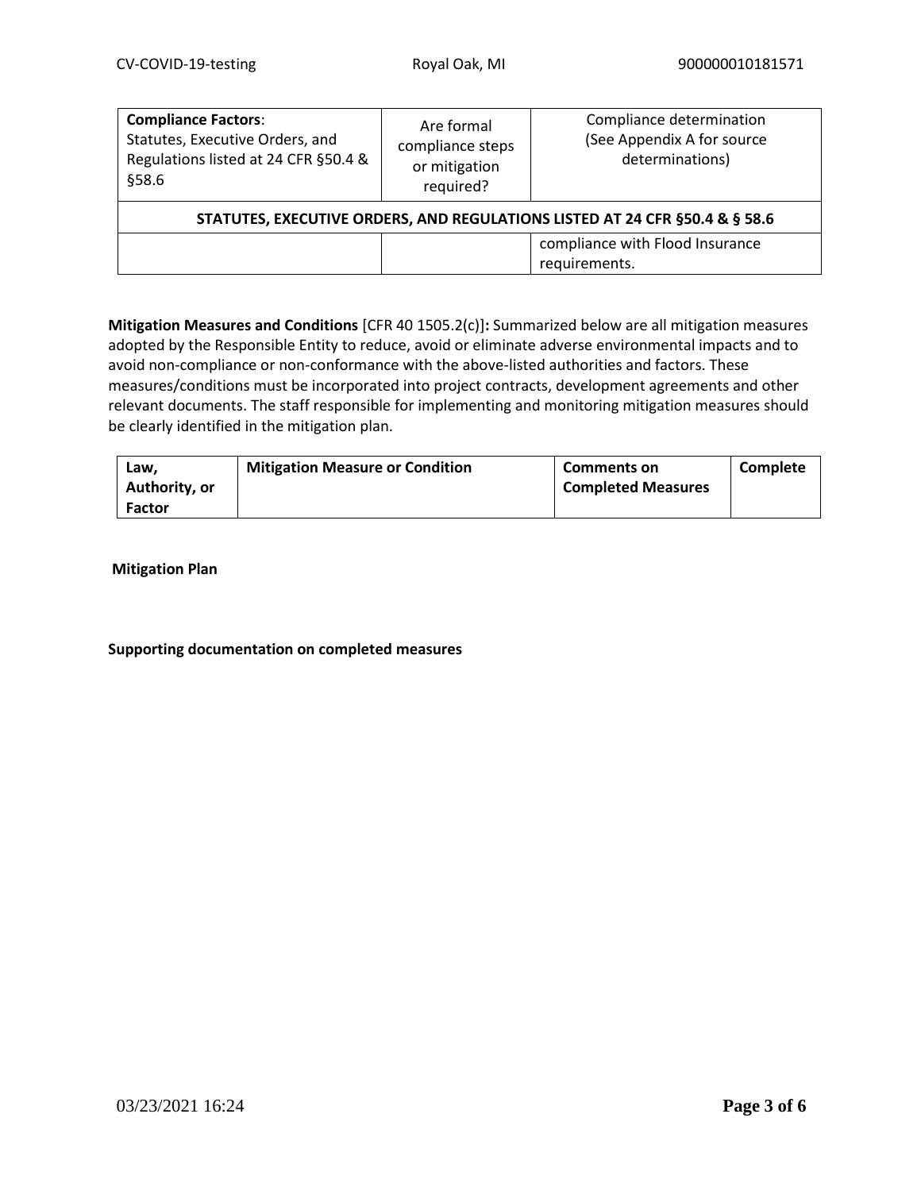| **Compliance Factors**: Statutes, Executive Orders, and Regulations listed at 24 CFR §50.4 & §58.6 | Are formal compliance steps or mitigation required? | Compliance determination (See Appendix A for source determinations) |
|---|---|---|
| **STATUTES, EXECUTIVE ORDERS, AND REGULATIONS LISTED AT 24 CFR §50.4 & § 58.6** | | |
| | | compliance with Flood Insurance requirements. |

**Mitigation Measures and Conditions** [CFR 40 1505.2(c)]**:** Summarized below are all mitigation measures adopted by the Responsible Entity to reduce, avoid or eliminate adverse environmental impacts and to avoid non-compliance or non-conformance with the above-listed authorities and factors. These measures/conditions must be incorporated into project contracts, development agreements and other relevant documents. The staff responsible for implementing and monitoring mitigation measures should be clearly identified in the mitigation plan.

| Law, Authority, or Factor | Mitigation Measure or Condition | Comments on Completed Measures | Complete |
|---|---|---|---|

**Mitigation Plan**

**Supporting documentation on completed measures**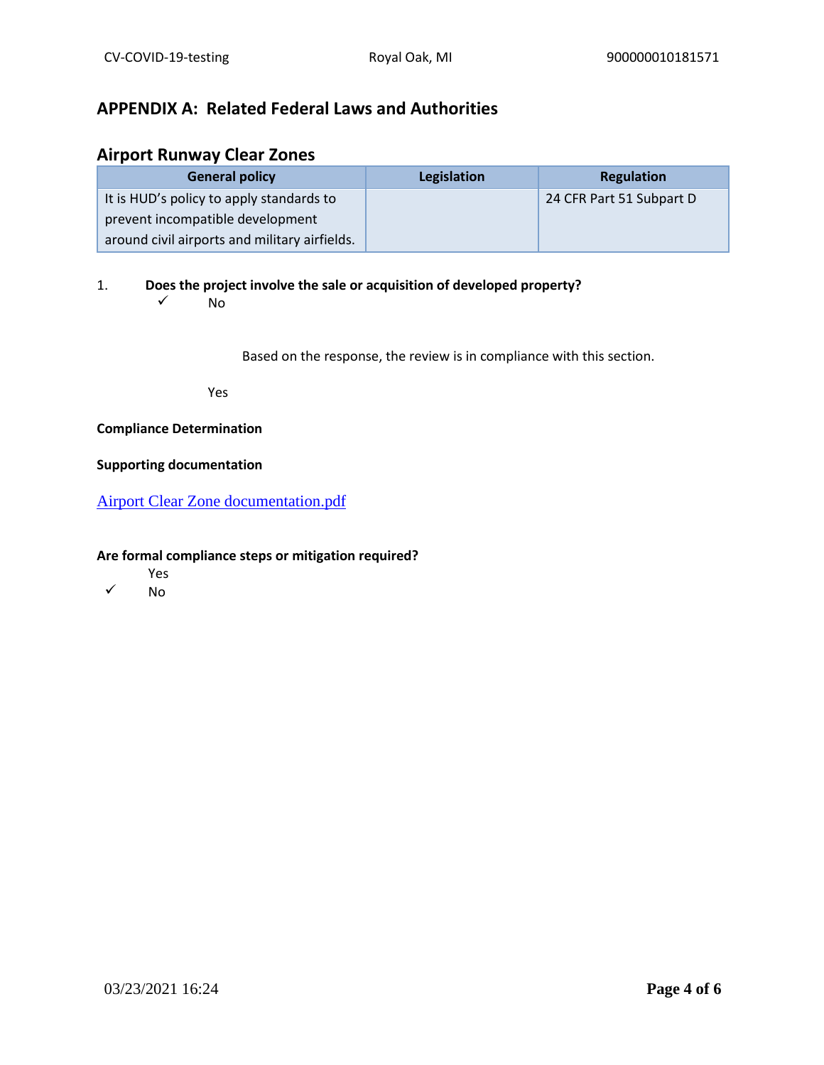## APPENDIX A: Related Federal Laws and Authorities

### Airport Runway Clear Zones

| General policy | Legislation | Regulation |
|---|---|---|
| It is HUD's policy to apply standards to prevent incompatible development around civil airports and military airfields. | | 24 CFR Part 51 Subpart D |

1. **Does the project involve the sale or acquisition of developed property?**

   ✓ No

   Based on the response, the review is in compliance with this section.

   Yes

**Compliance Determination**

**Supporting documentation**

[Airport Clear Zone documentation.pdf]

**Are formal compliance steps or mitigation required?**

Yes

✓ No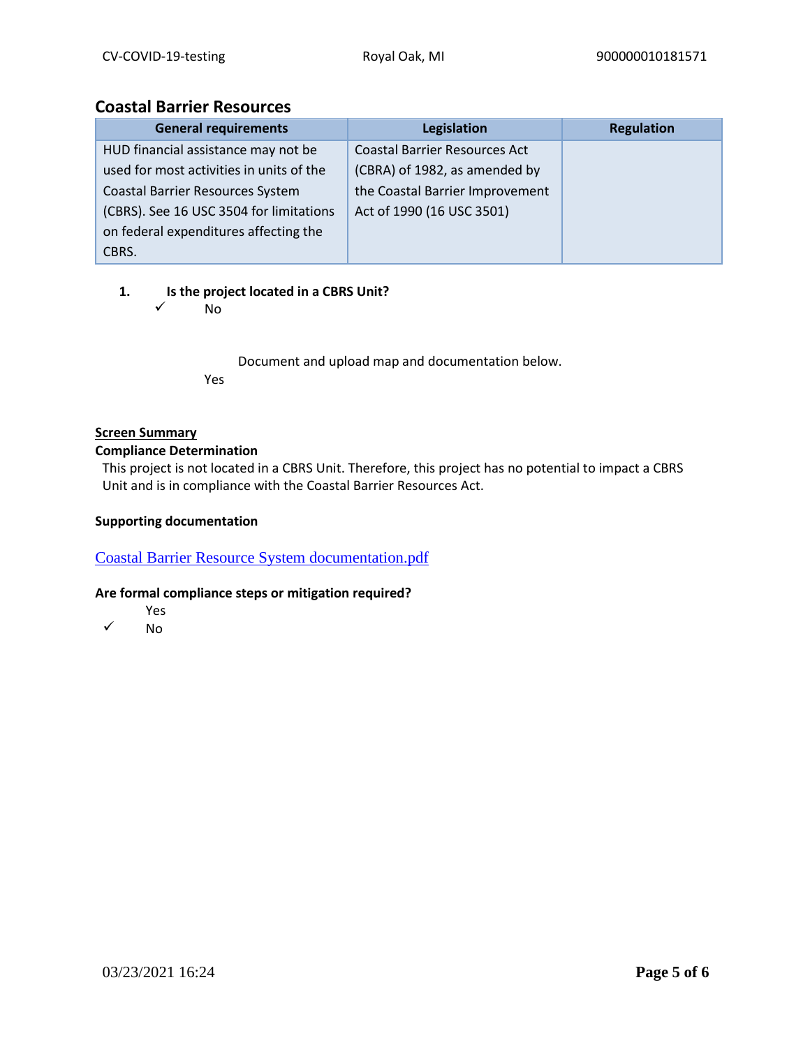## Coastal Barrier Resources

| General requirements | Legislation | Regulation |
|---|---|---|
| HUD financial assistance may not be used for most activities in units of the Coastal Barrier Resources System (CBRS). See 16 USC 3504 for limitations on federal expenditures affecting the CBRS. | Coastal Barrier Resources Act (CBRA) of 1982, as amended by the Coastal Barrier Improvement Act of 1990 (16 USC 3501) | |

1. **Is the project located in a CBRS Unit?**
   - ✓ No
   - Yes

     Document and upload map and documentation below.

**Screen Summary**

**Compliance Determination**

This project is not located in a CBRS Unit. Therefore, this project has no potential to impact a CBRS Unit and is in compliance with the Coastal Barrier Resources Act.

**Supporting documentation**

Coastal Barrier Resource System documentation.pdf

**Are formal compliance steps or mitigation required?**

- Yes
- ✓ No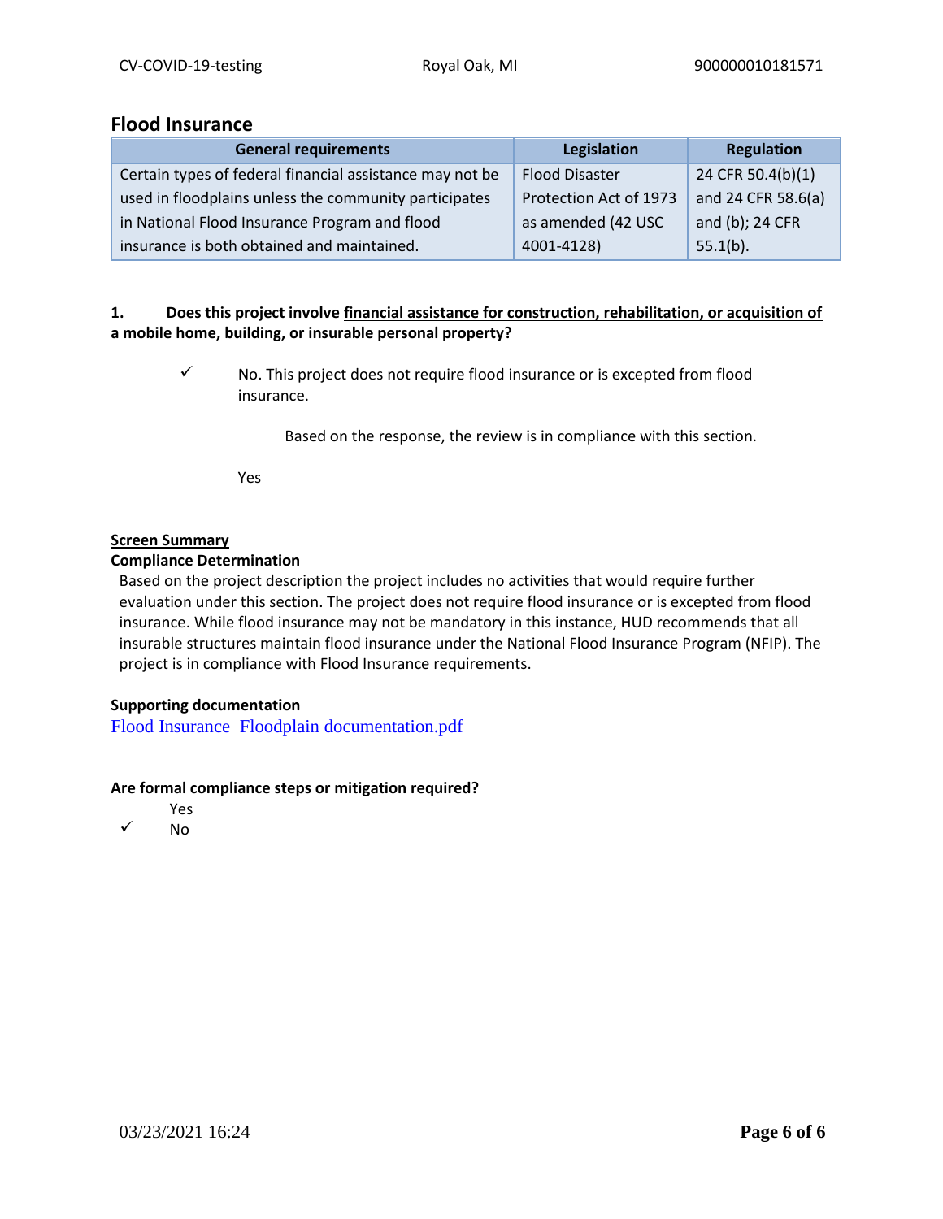## Flood Insurance

| General requirements | Legislation | Regulation |
|---|---|---|
| Certain types of federal financial assistance may not be used in floodplains unless the community participates in National Flood Insurance Program and flood insurance is both obtained and maintained. | Flood Disaster Protection Act of 1973 as amended (42 USC 4001-4128) | 24 CFR 50.4(b)(1) and 24 CFR 58.6(a) and (b); 24 CFR 55.1(b). |

**1. Does this project involve <u>financial assistance for construction, rehabilitation, or acquisition of a mobile home, building, or insurable personal property</u>?**

✓ No. This project does not require flood insurance or is excepted from flood insurance.

Based on the response, the review is in compliance with this section.

Yes

**<u>Screen Summary</u>**

**Compliance Determination**

Based on the project description the project includes no activities that would require further evaluation under this section. The project does not require flood insurance or is excepted from flood insurance. While flood insurance may not be mandatory in this instance, HUD recommends that all insurable structures maintain flood insurance under the National Flood Insurance Program (NFIP). The project is in compliance with Flood Insurance requirements.

**Supporting documentation**

Flood Insurance Floodplain documentation.pdf

**Are formal compliance steps or mitigation required?**

Yes

✓ No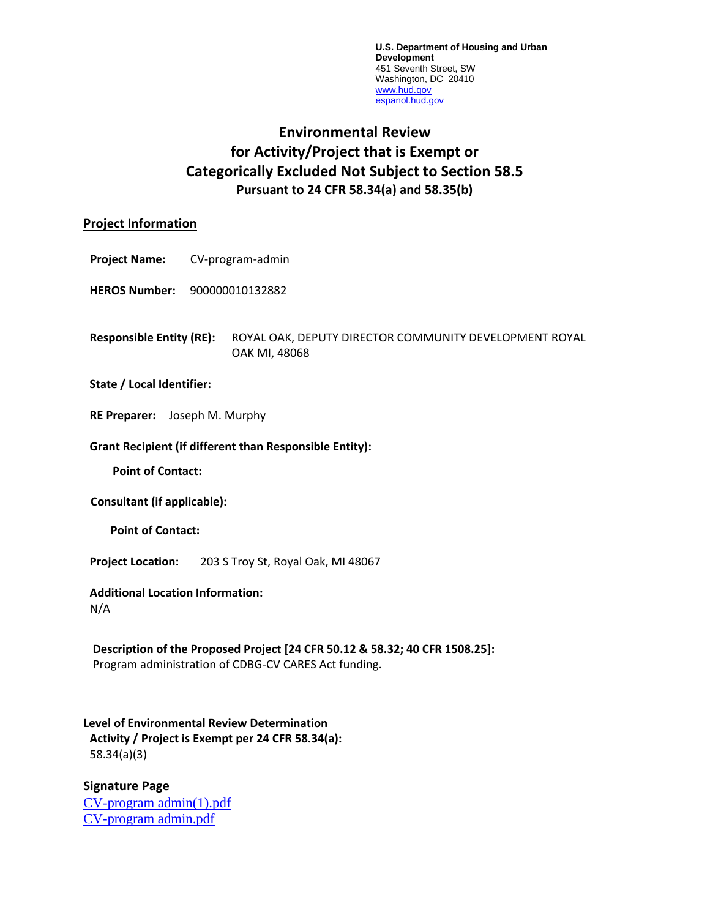U.S. Department of Housing and Urban Development
451 Seventh Street, SW
Washington, DC 20410
www.hud.gov
espanol.hud.gov

# Environmental Review for Activity/Project that is Exempt or Categorically Excluded Not Subject to Section 58.5

**Pursuant to 24 CFR 58.34(a) and 58.35(b)**

## Project Information

**Project Name:** CV-program-admin

**HEROS Number:** 900000010132882

**Responsible Entity (RE):** ROYAL OAK, DEPUTY DIRECTOR COMMUNITY DEVELOPMENT ROYAL OAK MI, 48068

**State / Local Identifier:**

**RE Preparer:** Joseph M. Murphy

**Grant Recipient (if different than Responsible Entity):**

**Point of Contact:**

**Consultant (if applicable):**

**Point of Contact:**

**Project Location:** 203 S Troy St, Royal Oak, MI 48067

**Additional Location Information:**
N/A

**Description of the Proposed Project [24 CFR 50.12 & 58.32; 40 CFR 1508.25]:**
Program administration of CDBG-CV CARES Act funding.

**Level of Environmental Review Determination**
**Activity / Project is Exempt per 24 CFR 58.34(a):**
58.34(a)(3)

**Signature Page**
CV-program admin(1).pdf
CV-program admin.pdf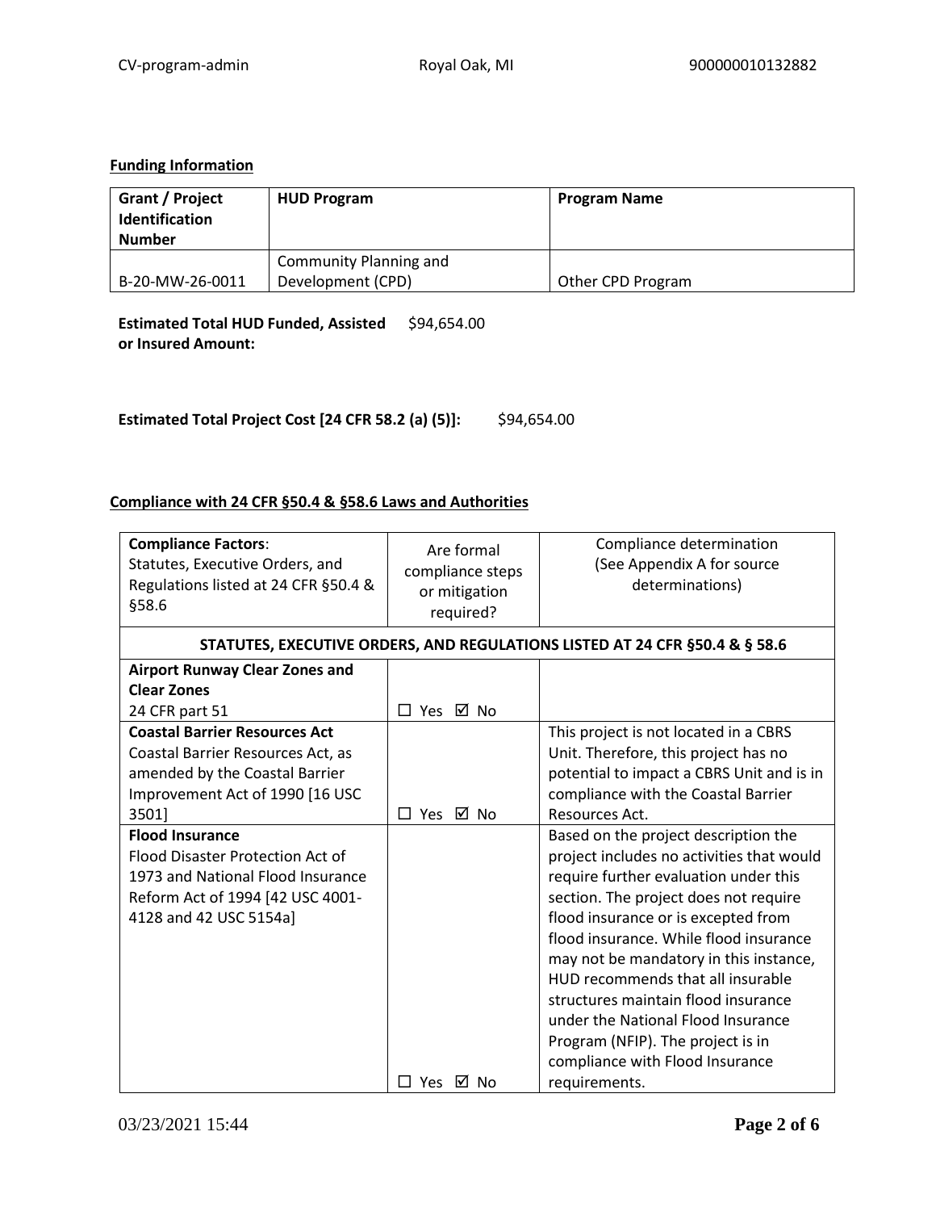**Funding Information**

| Grant / Project Identification Number | HUD Program | Program Name |
|---|---|---|
| B-20-MW-26-0011 | Community Planning and Development (CPD) | Other CPD Program |

**Estimated Total HUD Funded, Assisted or Insured Amount:** $94,654.00

**Estimated Total Project Cost [24 CFR 58.2 (a) (5)]:** $94,654.00

**Compliance with 24 CFR §50.4 & §58.6 Laws and Authorities**

| **Compliance Factors**: Statutes, Executive Orders, and Regulations listed at 24 CFR §50.4 & §58.6 | Are formal compliance steps or mitigation required? | Compliance determination (See Appendix A for source determinations) |
|---|---|---|
| **STATUTES, EXECUTIVE ORDERS, AND REGULATIONS LISTED AT 24 CFR §50.4 & § 58.6** | | |
| **Airport Runway Clear Zones and Clear Zones** 24 CFR part 51 | ☐ Yes ☑ No | |
| **Coastal Barrier Resources Act** Coastal Barrier Resources Act, as amended by the Coastal Barrier Improvement Act of 1990 [16 USC 3501] | ☐ Yes ☑ No | This project is not located in a CBRS Unit. Therefore, this project has no potential to impact a CBRS Unit and is in compliance with the Coastal Barrier Resources Act. |
| **Flood Insurance** Flood Disaster Protection Act of 1973 and National Flood Insurance Reform Act of 1994 [42 USC 4001-4128 and 42 USC 5154a] | ☐ Yes ☑ No | Based on the project description the project includes no activities that would require further evaluation under this section. The project does not require flood insurance or is excepted from flood insurance. While flood insurance may not be mandatory in this instance, HUD recommends that all insurable structures maintain flood insurance under the National Flood Insurance Program (NFIP). The project is in compliance with Flood Insurance requirements. |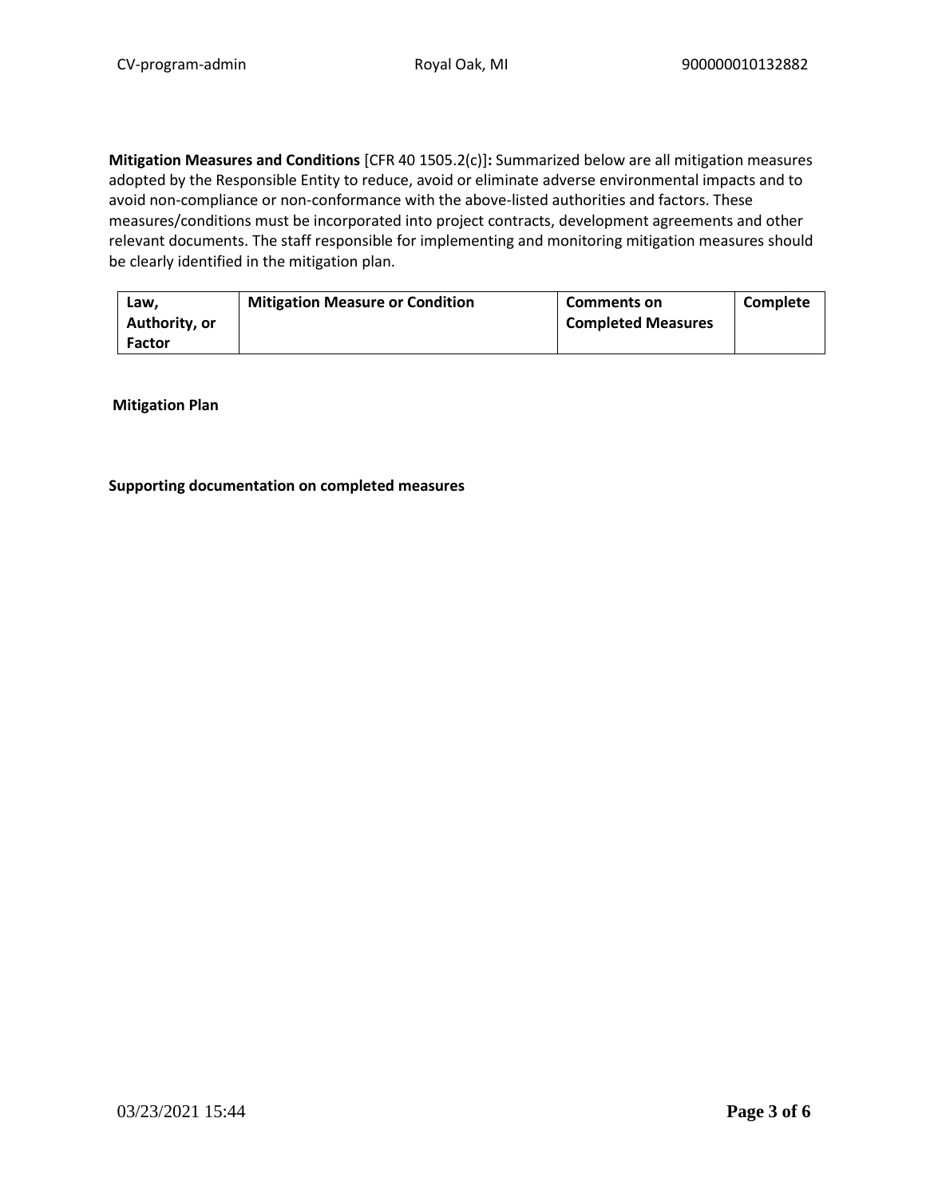**Mitigation Measures and Conditions** [CFR 40 1505.2(c)]**:** Summarized below are all mitigation measures adopted by the Responsible Entity to reduce, avoid or eliminate adverse environmental impacts and to avoid non-compliance or non-conformance with the above-listed authorities and factors. These measures/conditions must be incorporated into project contracts, development agreements and other relevant documents. The staff responsible for implementing and monitoring mitigation measures should be clearly identified in the mitigation plan.

| Law, Authority, or Factor | Mitigation Measure or Condition | Comments on Completed Measures | Complete |
|---|---|---|---|

**Mitigation Plan**

**Supporting documentation on completed measures**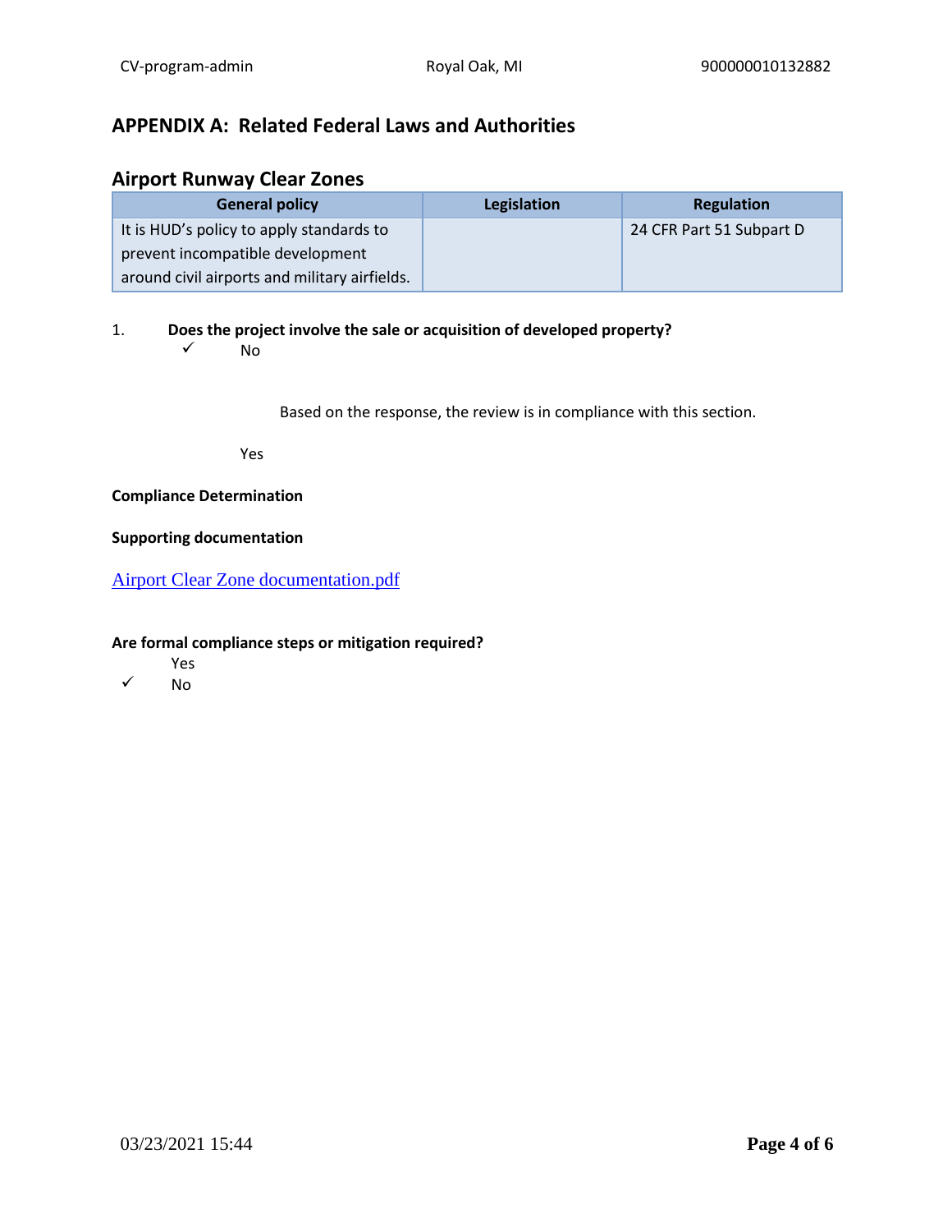## APPENDIX A: Related Federal Laws and Authorities

### Airport Runway Clear Zones

| General policy | Legislation | Regulation |
|---|---|---|
| It is HUD's policy to apply standards to prevent incompatible development around civil airports and military airfields. | | 24 CFR Part 51 Subpart D |

1. **Does the project involve the sale or acquisition of developed property?**

   ✓ No

   Based on the response, the review is in compliance with this section.

   Yes

**Compliance Determination**

**Supporting documentation**

Airport Clear Zone documentation.pdf

**Are formal compliance steps or mitigation required?**

Yes

✓ No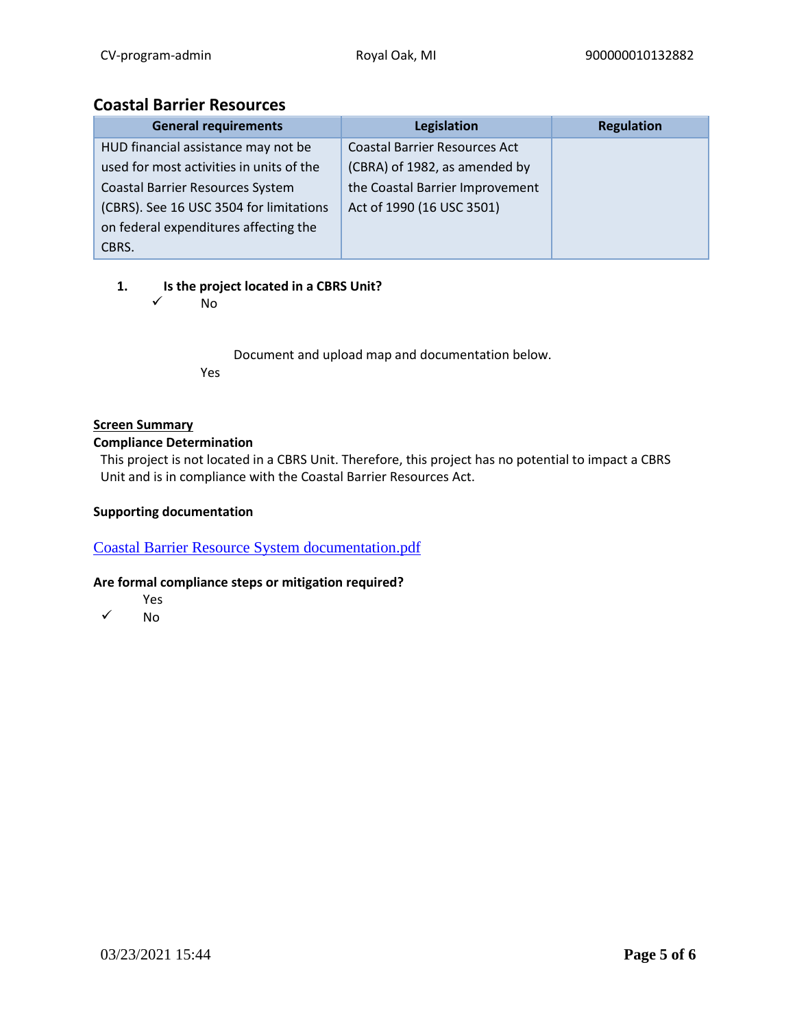## Coastal Barrier Resources

| General requirements | Legislation | Regulation |
|---|---|---|
| HUD financial assistance may not be used for most activities in units of the Coastal Barrier Resources System (CBRS). See 16 USC 3504 for limitations on federal expenditures affecting the CBRS. | Coastal Barrier Resources Act (CBRA) of 1982, as amended by the Coastal Barrier Improvement Act of 1990 (16 USC 3501) | |

1. **Is the project located in a CBRS Unit?**

   ✓ No

   Document and upload map and documentation below.

   Yes

**Screen Summary**

**Compliance Determination**

This project is not located in a CBRS Unit. Therefore, this project has no potential to impact a CBRS Unit and is in compliance with the Coastal Barrier Resources Act.

**Supporting documentation**

Coastal Barrier Resource System documentation.pdf

**Are formal compliance steps or mitigation required?**

Yes

✓ No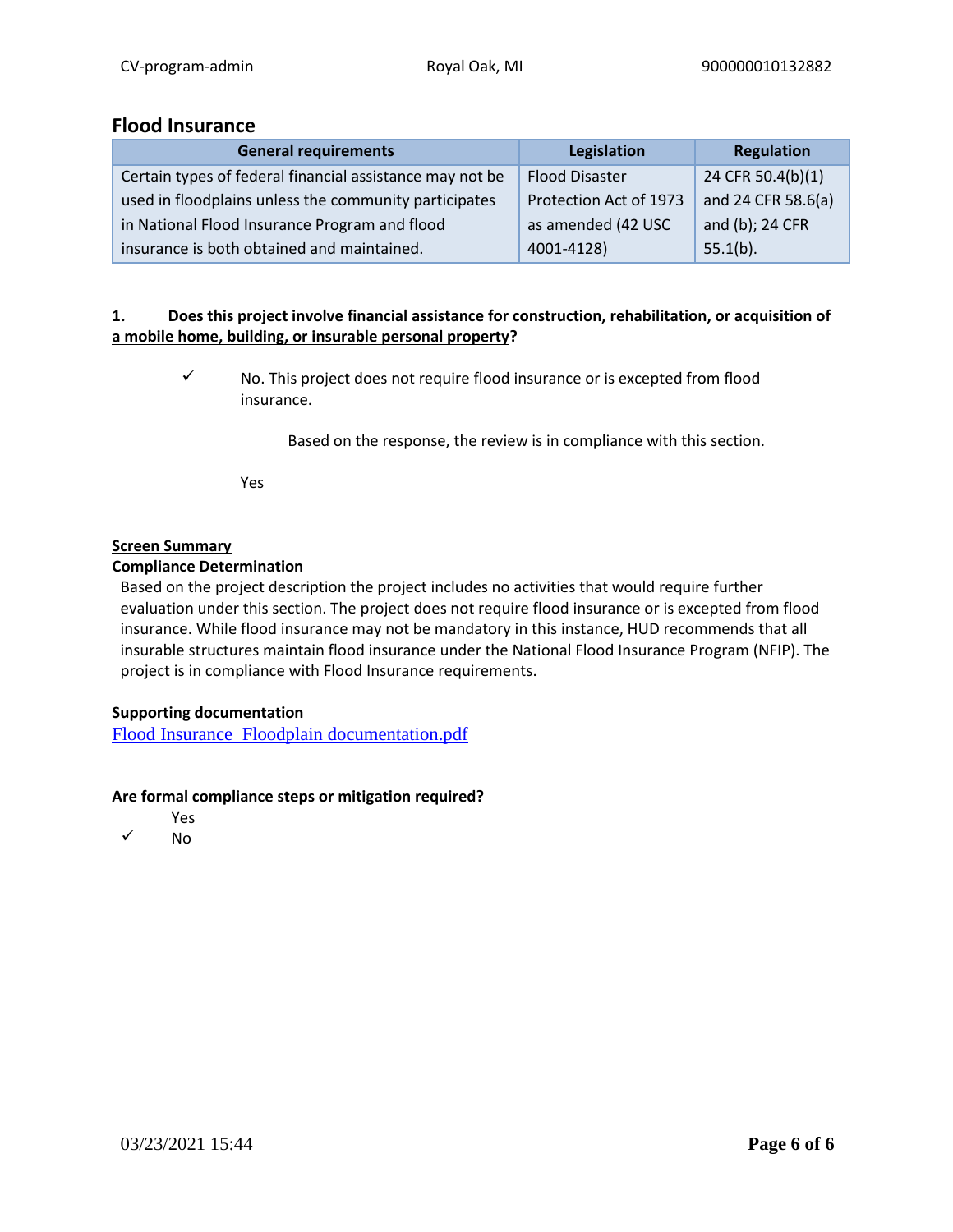## Flood Insurance

| General requirements | Legislation | Regulation |
|---|---|---|
| Certain types of federal financial assistance may not be used in floodplains unless the community participates in National Flood Insurance Program and flood insurance is both obtained and maintained. | Flood Disaster Protection Act of 1973 as amended (42 USC 4001-4128) | 24 CFR 50.4(b)(1) and 24 CFR 58.6(a) and (b); 24 CFR 55.1(b). |

**1. Does this project involve financial assistance for construction, rehabilitation, or acquisition of a mobile home, building, or insurable personal property?**

✓ No. This project does not require flood insurance or is excepted from flood insurance.

Based on the response, the review is in compliance with this section.

Yes

**Screen Summary**

**Compliance Determination**

Based on the project description the project includes no activities that would require further evaluation under this section. The project does not require flood insurance or is excepted from flood insurance. While flood insurance may not be mandatory in this instance, HUD recommends that all insurable structures maintain flood insurance under the National Flood Insurance Program (NFIP). The project is in compliance with Flood Insurance requirements.

**Supporting documentation**

Flood Insurance_Floodplain documentation.pdf

**Are formal compliance steps or mitigation required?**

Yes

✓ No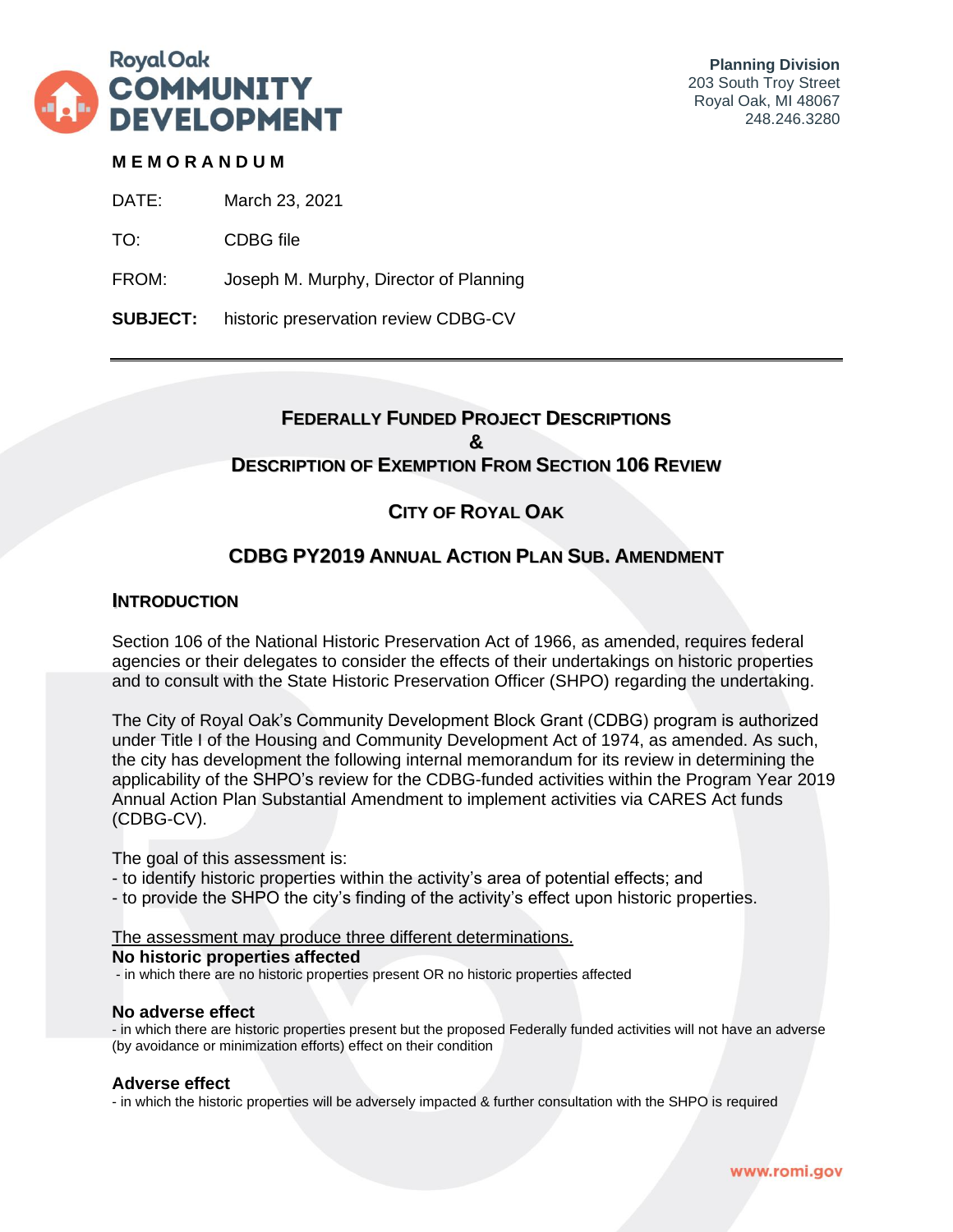Royal Oak
**COMMUNITY DEVELOPMENT**

**Planning Division**
203 South Troy Street
Royal Oak, MI 48067
248.246.3280

**MEMORANDUM**

DATE: March 23, 2021

TO: CDBG file

FROM: Joseph M. Murphy, Director of Planning

**SUBJECT:** historic preservation review CDBG-CV

---

## FEDERALLY FUNDED PROJECT DESCRIPTIONS & DESCRIPTION OF EXEMPTION FROM SECTION 106 REVIEW

## CITY OF ROYAL OAK

## CDBG PY2019 ANNUAL ACTION PLAN SUB. AMENDMENT

### INTRODUCTION

Section 106 of the National Historic Preservation Act of 1966, as amended, requires federal agencies or their delegates to consider the effects of their undertakings on historic properties and to consult with the State Historic Preservation Officer (SHPO) regarding the undertaking.

The City of Royal Oak's Community Development Block Grant (CDBG) program is authorized under Title I of the Housing and Community Development Act of 1974, as amended. As such, the city has development the following internal memorandum for its review in determining the applicability of the SHPO's review for the CDBG-funded activities within the Program Year 2019 Annual Action Plan Substantial Amendment to implement activities via CARES Act funds (CDBG-CV).

The goal of this assessment is:
- to identify historic properties within the activity's area of potential effects; and
- to provide the SHPO the city's finding of the activity's effect upon historic properties.

The assessment may produce three different determinations.

**No historic properties affected**
- in which there are no historic properties present OR no historic properties affected

**No adverse effect**
- in which there are historic properties present but the proposed Federally funded activities will not have an adverse (by avoidance or minimization efforts) effect on their condition

**Adverse effect**
- in which the historic properties will be adversely impacted & further consultation with the SHPO is required

www.romi.gov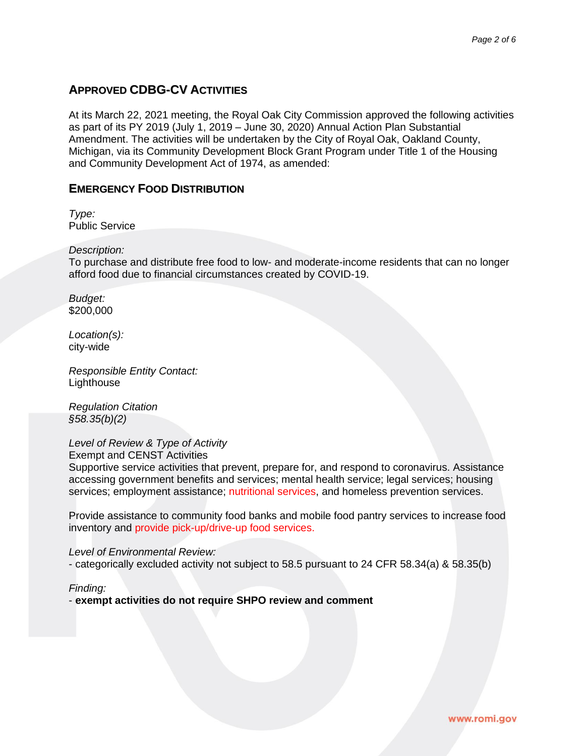## APPROVED CDBG-CV ACTIVITIES

At its March 22, 2021 meeting, the Royal Oak City Commission approved the following activities as part of its PY 2019 (July 1, 2019 – June 30, 2020) Annual Action Plan Substantial Amendment. The activities will be undertaken by the City of Royal Oak, Oakland County, Michigan, via its Community Development Block Grant Program under Title 1 of the Housing and Community Development Act of 1974, as amended:

## EMERGENCY FOOD DISTRIBUTION

*Type:*
Public Service

*Description:*
To purchase and distribute free food to low- and moderate-income residents that can no longer afford food due to financial circumstances created by COVID-19.

*Budget:*
$200,000

*Location(s):*
city-wide

*Responsible Entity Contact:*
Lighthouse

*Regulation Citation*
*§58.35(b)(2)*

*Level of Review & Type of Activity*
Exempt and CENST Activities
Supportive service activities that prevent, prepare for, and respond to coronavirus. Assistance accessing government benefits and services; mental health service; legal services; housing services; employment assistance; nutritional services, and homeless prevention services.

Provide assistance to community food banks and mobile food pantry services to increase food inventory and provide pick-up/drive-up food services.

*Level of Environmental Review:*
- categorically excluded activity not subject to 58.5 pursuant to 24 CFR 58.34(a) & 58.35(b)

*Finding:*
- **exempt activities do not require SHPO review and comment**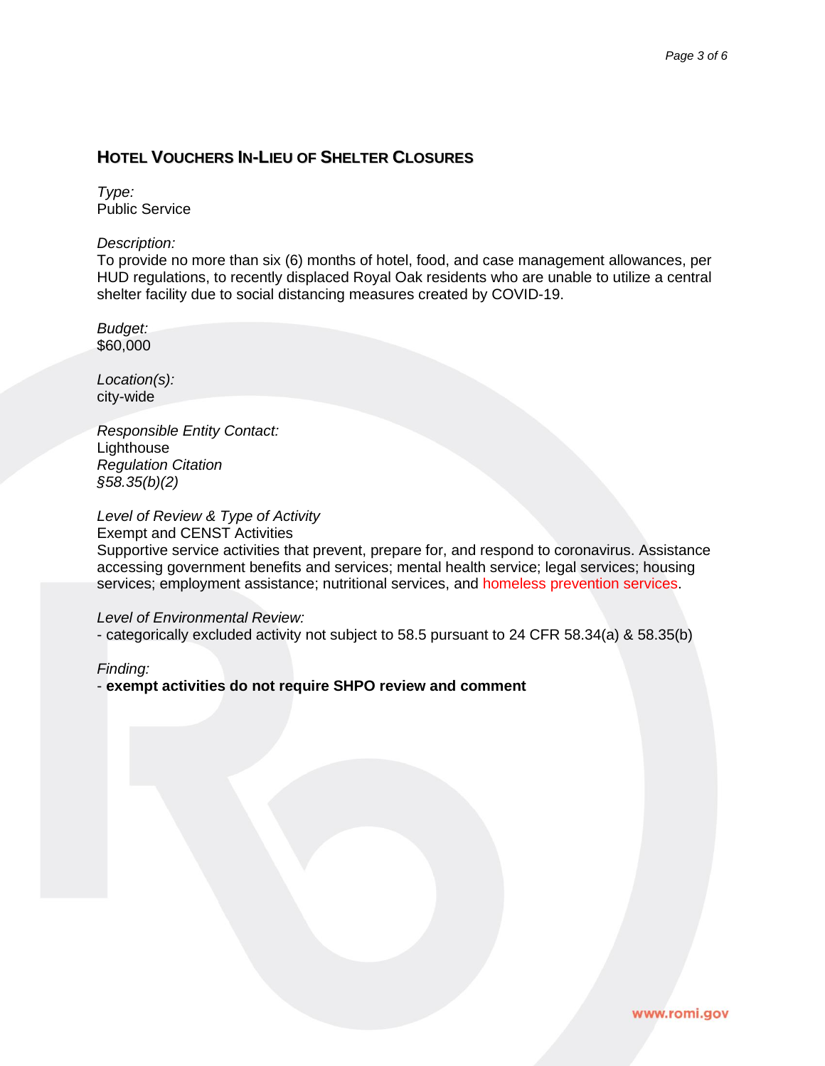## HOTEL VOUCHERS IN-LIEU OF SHELTER CLOSURES

*Type:*
Public Service

*Description:*
To provide no more than six (6) months of hotel, food, and case management allowances, per HUD regulations, to recently displaced Royal Oak residents who are unable to utilize a central shelter facility due to social distancing measures created by COVID-19.

*Budget:*
$60,000

*Location(s):*
city-wide

*Responsible Entity Contact:*
Lighthouse
*Regulation Citation*
*§58.35(b)(2)*

*Level of Review & Type of Activity*
Exempt and CENST Activities
Supportive service activities that prevent, prepare for, and respond to coronavirus. Assistance accessing government benefits and services; mental health service; legal services; housing services; employment assistance; nutritional services, and homeless prevention services.

*Level of Environmental Review:*
- categorically excluded activity not subject to 58.5 pursuant to 24 CFR 58.34(a) & 58.35(b)

*Finding:*
- **exempt activities do not require SHPO review and comment**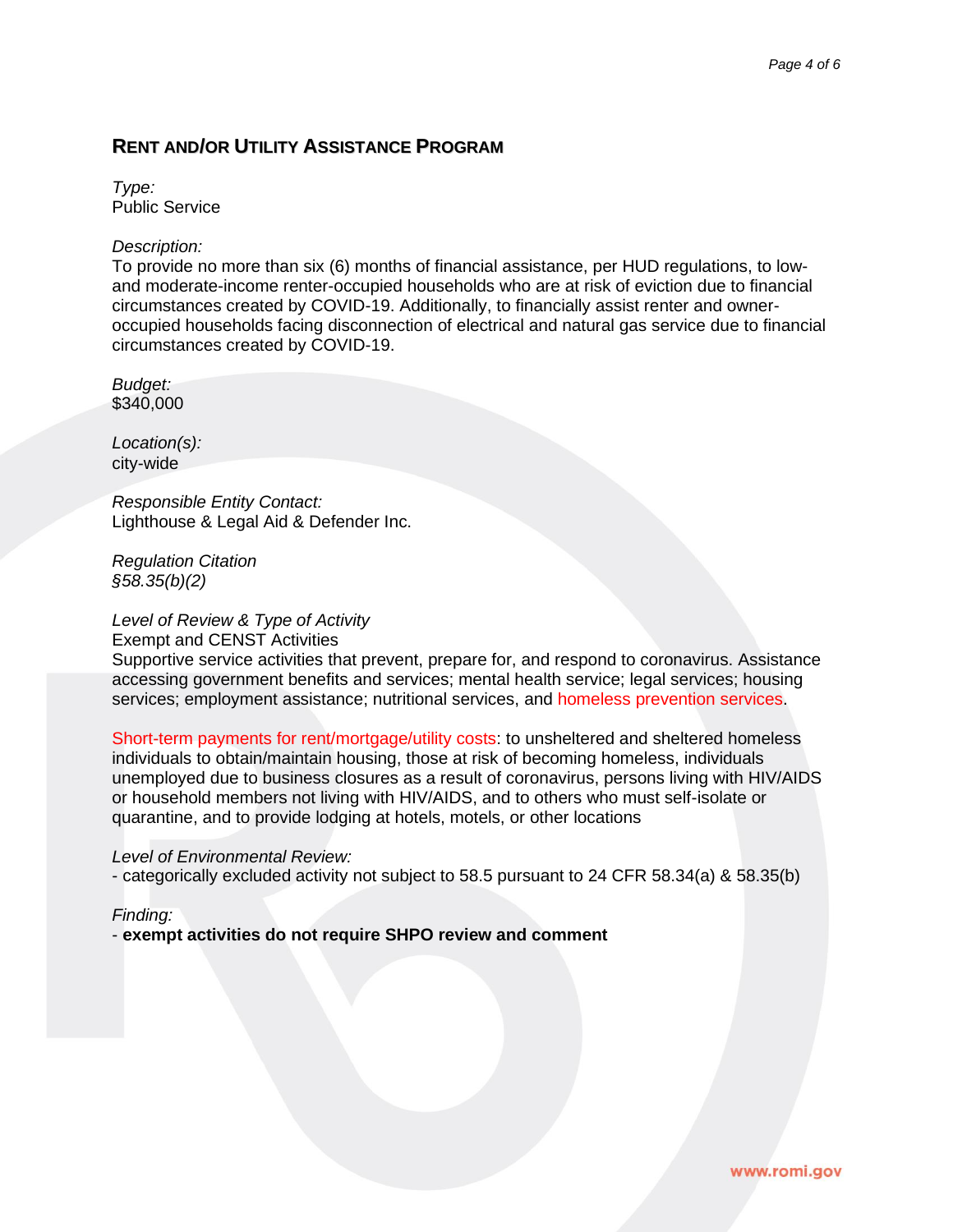## RENT AND/OR UTILITY ASSISTANCE PROGRAM

*Type:*
Public Service

*Description:*
To provide no more than six (6) months of financial assistance, per HUD regulations, to low- and moderate-income renter-occupied households who are at risk of eviction due to financial circumstances created by COVID-19. Additionally, to financially assist renter and owner-occupied households facing disconnection of electrical and natural gas service due to financial circumstances created by COVID-19.

*Budget:*
$340,000

*Location(s):*
city-wide

*Responsible Entity Contact:*
Lighthouse & Legal Aid & Defender Inc.

*Regulation Citation*
*§58.35(b)(2)*

*Level of Review & Type of Activity*
Exempt and CENST Activities
Supportive service activities that prevent, prepare for, and respond to coronavirus. Assistance accessing government benefits and services; mental health service; legal services; housing services; employment assistance; nutritional services, and homeless prevention services.

Short-term payments for rent/mortgage/utility costs: to unsheltered and sheltered homeless individuals to obtain/maintain housing, those at risk of becoming homeless, individuals unemployed due to business closures as a result of coronavirus, persons living with HIV/AIDS or household members not living with HIV/AIDS, and to others who must self-isolate or quarantine, and to provide lodging at hotels, motels, or other locations

*Level of Environmental Review:*
- categorically excluded activity not subject to 58.5 pursuant to 24 CFR 58.34(a) & 58.35(b)

*Finding:*
- **exempt activities do not require SHPO review and comment**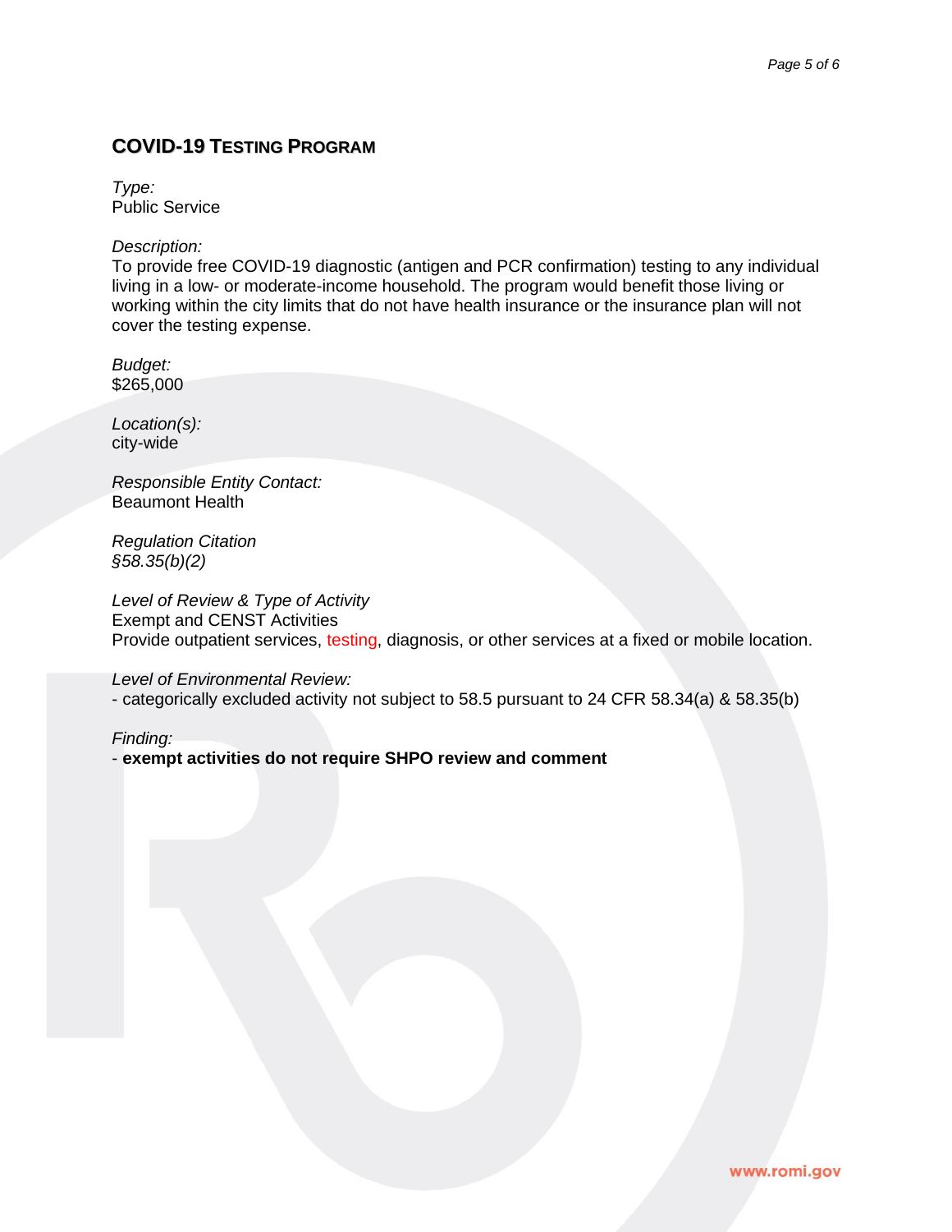## COVID-19 Testing Program

*Type:*
Public Service

*Description:*
To provide free COVID-19 diagnostic (antigen and PCR confirmation) testing to any individual living in a low- or moderate-income household. The program would benefit those living or working within the city limits that do not have health insurance or the insurance plan will not cover the testing expense.

*Budget:*
$265,000

*Location(s):*
city-wide

*Responsible Entity Contact:*
Beaumont Health

*Regulation Citation*
*§58.35(b)(2)*

*Level of Review & Type of Activity*
Exempt and CENST Activities
Provide outpatient services, testing, diagnosis, or other services at a fixed or mobile location.

*Level of Environmental Review:*
- categorically excluded activity not subject to 58.5 pursuant to 24 CFR 58.34(a) & 58.35(b)

*Finding:*
- **exempt activities do not require SHPO review and comment**

www.romi.gov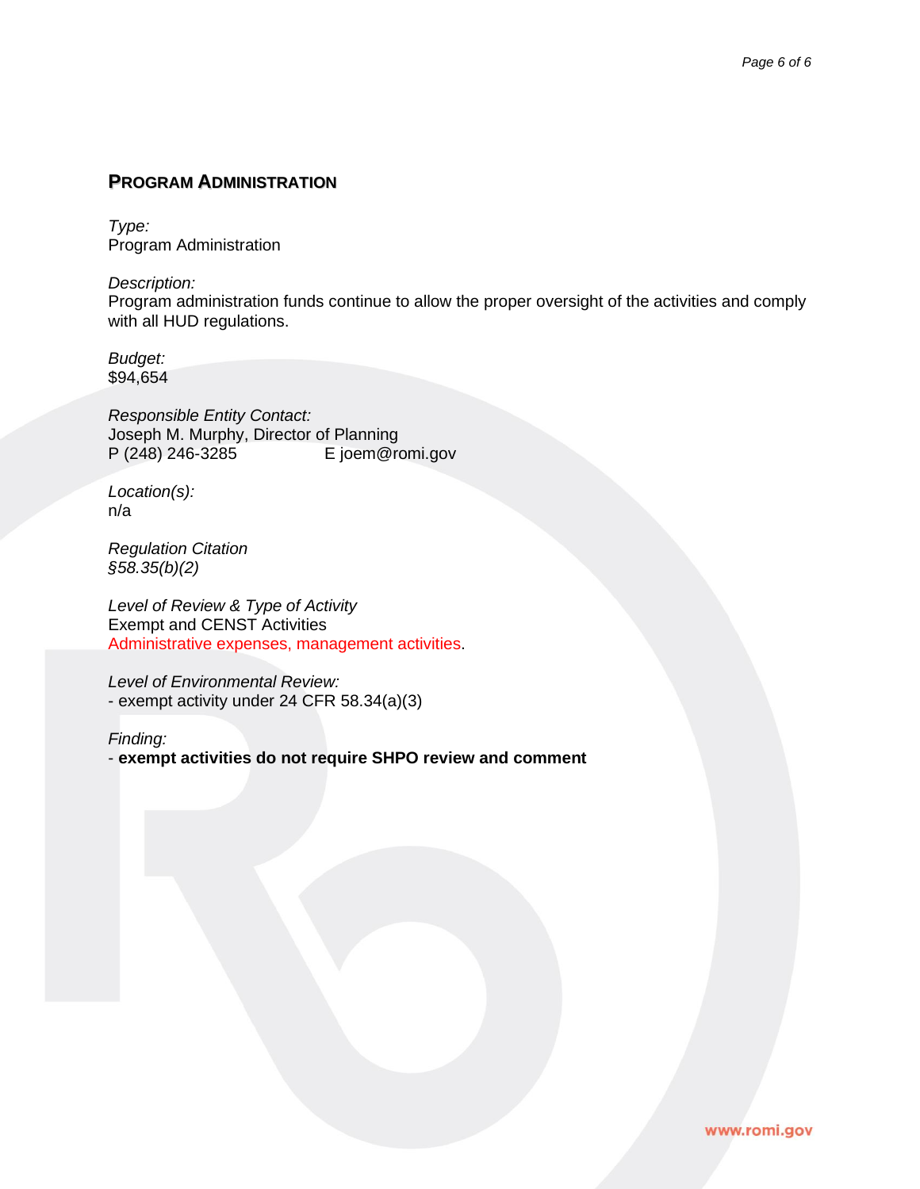## PROGRAM ADMINISTRATION

*Type:*
Program Administration

*Description:*
Program administration funds continue to allow the proper oversight of the activities and comply with all HUD regulations.

*Budget:*
$94,654

*Responsible Entity Contact:*
Joseph M. Murphy, Director of Planning
P (248) 246-3285 E joem@romi.gov

*Location(s):*
n/a

*Regulation Citation*
*§58.35(b)(2)*

*Level of Review & Type of Activity*
Exempt and CENST Activities
Administrative expenses, management activities.

*Level of Environmental Review:*
- exempt activity under 24 CFR 58.34(a)(3)

*Finding:*
- **exempt activities do not require SHPO review and comment**